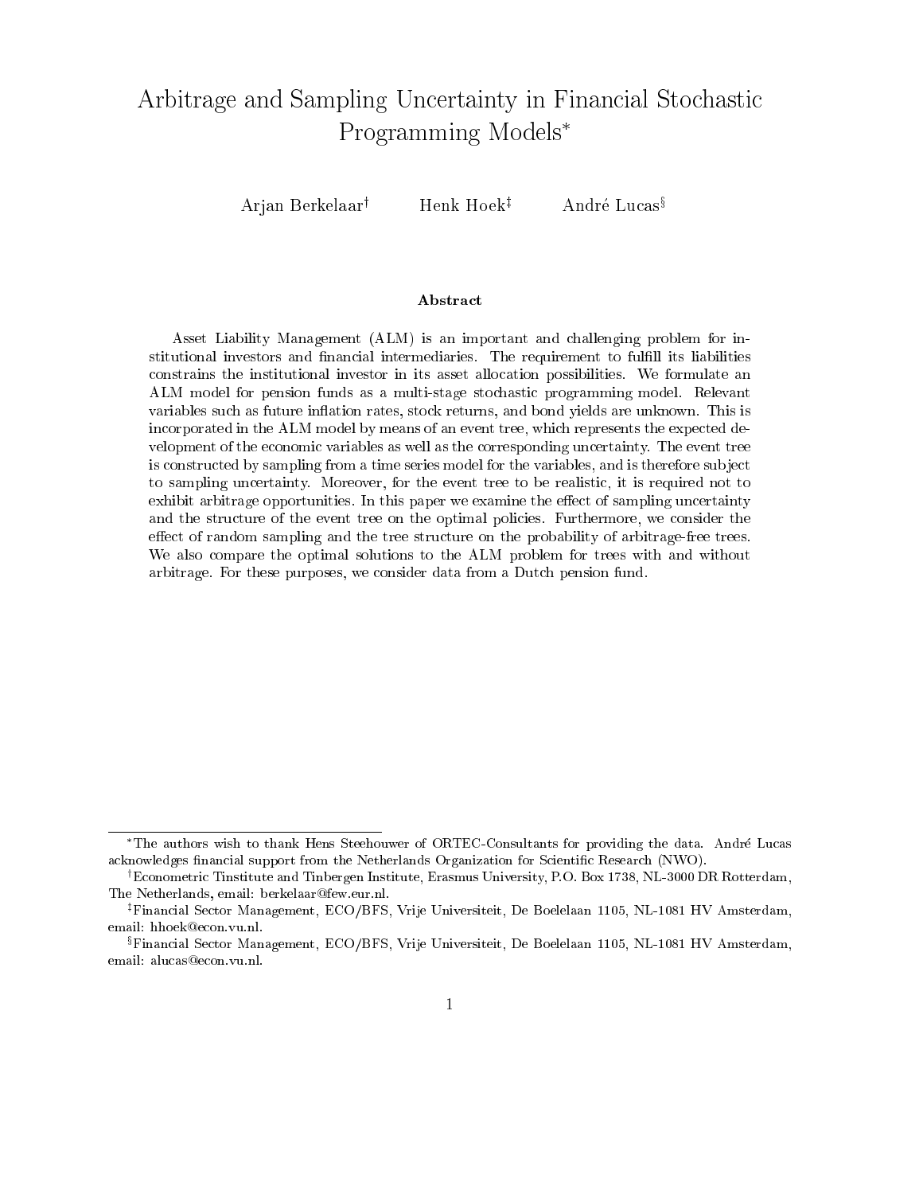# Arbitrage and Sampling Uncertainty in Financial Stochastic Programming Models*

Arjan Berkelaar[†] Henk Hoek[‡] André Lucas[§]

## Abstract

Asset Liability Management (ALM) is an important and challenging problem for institutional investors and financial intermediaries. The requirement to fulfill its liabilities constrains the institutional investor in its asset allocation possibilities. We formulate an ALM model for pension funds as a multi-stage stochastic programming model. Relevant variables such as future inflation rates, stock returns, and bond yields are unknown. This is incorporated in the ALM model by means of an event tree, which represents the expected development of the economic variables as well as the corresponding uncertainty. The event tree is constructed by sampling from a time series model for the variables, and is therefore subject to sampling uncertainty. Moreover, for the event tree to be realistic, it is required not to exhibit arbitrage opportunities. In this paper we examine the effect of sampling uncertainty and the structure of the event tree on the optimal policies. Furthermore, we consider the effect of random sampling and the tree structure on the probability of arbitrage-free trees. We also compare the optimal solutions to the ALM problem for trees with and without arbitrage. For these purposes, we consider data from a Dutch pension fund.

---

*The authors wish to thank Hens Steehouwer of ORTEC-Consultants for providing the data. André Lucas acknowledges financial support from the Netherlands Organization for Scientific Research (NWO).

[†] Econometric Tinstitute and Tinbergen Institute, Erasmus University, P.O. Box 1738, NL-3000 DR Rotterdam, The Netherlands, email: berkelaar@few.eur.nl.

[‡] Financial Sector Management, ECO/BFS, Vrije Universiteit, De Boelelaan 1105, NL-1081 HV Amsterdam, email: hhoek@econ.vu.nl.

[§] Financial Sector Management, ECO/BFS, Vrije Universiteit, De Boelelaan 1105, NL-1081 HV Amsterdam, email: alucas@econ.vu.nl.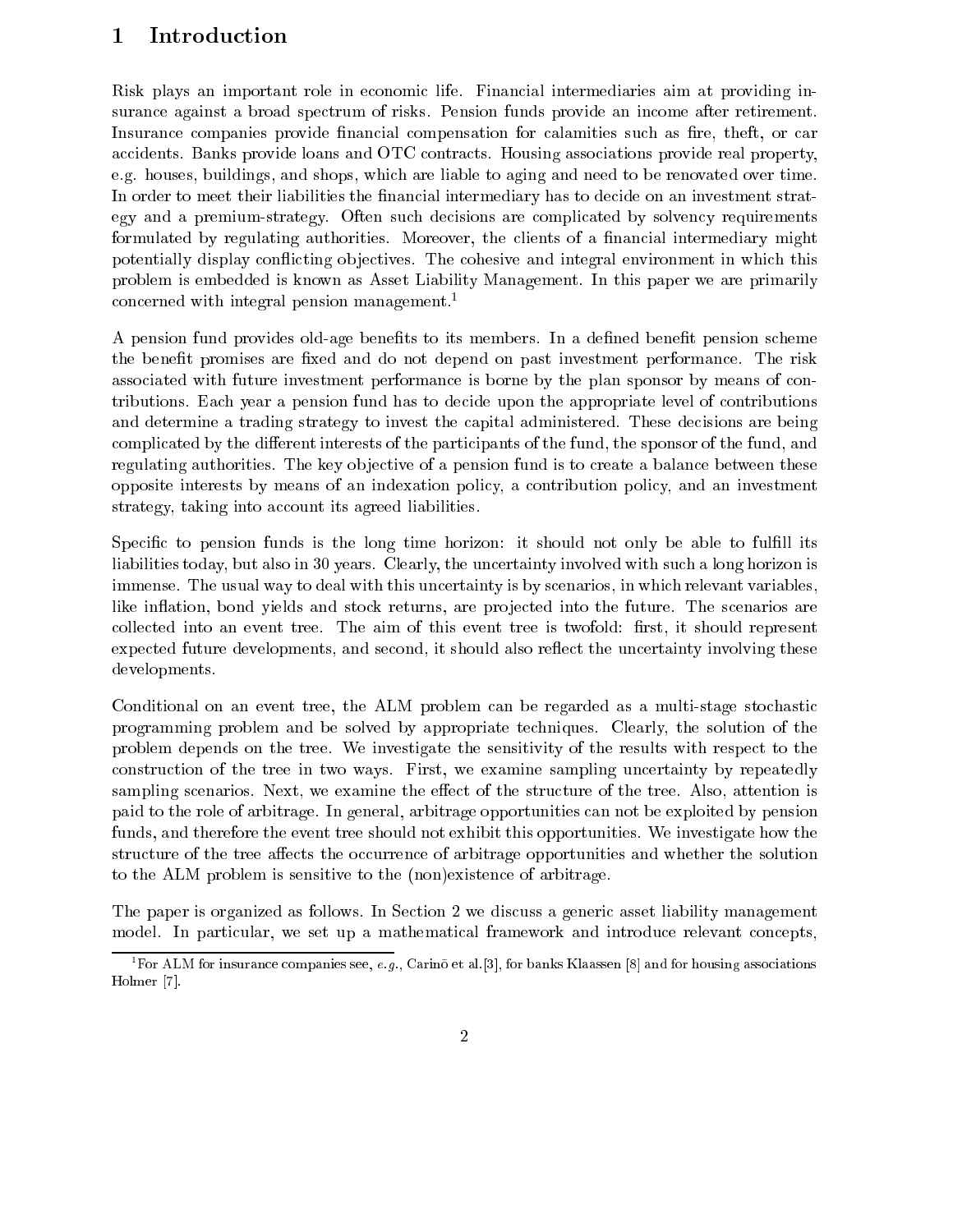# 1 Introduction

Risk plays an important role in economic life. Financial intermediaries aim at providing insurance against a broad spectrum of risks. Pension funds provide an income after retirement. Insurance companies provide financial compensation for calamities such as fire, theft, or car accidents. Banks provide loans and OTC contracts. Housing associations provide real property, e.g. houses, buildings, and shops, which are liable to aging and need to be renovated over time. In order to meet their liabilities the financial intermediary has to decide on an investment strategy and a premium-strategy. Often such decisions are complicated by solvency requirements formulated by regulating authorities. Moreover, the clients of a financial intermediary might potentially display conflicting objectives. The cohesive and integral environment in which this problem is embedded is known as Asset Liability Management. In this paper we are primarily concerned with integral pension management.[1]

A pension fund provides old-age benefits to its members. In a defined benefit pension scheme the benefit promises are fixed and do not depend on past investment performance. The risk associated with future investment performance is borne by the plan sponsor by means of contributions. Each year a pension fund has to decide upon the appropriate level of contributions and determine a trading strategy to invest the capital administered. These decisions are being complicated by the different interests of the participants of the fund, the sponsor of the fund, and regulating authorities. The key objective of a pension fund is to create a balance between these opposite interests by means of an indexation policy, a contribution policy, and an investment strategy, taking into account its agreed liabilities.

Specific to pension funds is the long time horizon: it should not only be able to fulfill its liabilities today, but also in 30 years. Clearly, the uncertainty involved with such a long horizon is immense. The usual way to deal with this uncertainty is by scenarios, in which relevant variables, like inflation, bond yields and stock returns, are projected into the future. The scenarios are collected into an event tree. The aim of this event tree is twofold: first, it should represent expected future developments, and second, it should also reflect the uncertainty involving these developments.

Conditional on an event tree, the ALM problem can be regarded as a multi-stage stochastic programming problem and be solved by appropriate techniques. Clearly, the solution of the problem depends on the tree. We investigate the sensitivity of the results with respect to the construction of the tree in two ways. First, we examine sampling uncertainty by repeatedly sampling scenarios. Next, we examine the effect of the structure of the tree. Also, attention is paid to the role of arbitrage. In general, arbitrage opportunities can not be exploited by pension funds, and therefore the event tree should not exhibit this opportunities. We investigate how the structure of the tree affects the occurrence of arbitrage opportunities and whether the solution to the ALM problem is sensitive to the (non)existence of arbitrage.

The paper is organized as follows. In Section 2 we discuss a generic asset liability management model. In particular, we set up a mathematical framework and introduce relevant concepts,

[1] For ALM for insurance companies see, *e.g.*, Cariñō et al.[3], for banks Klaassen [8] and for housing associations Holmer [7].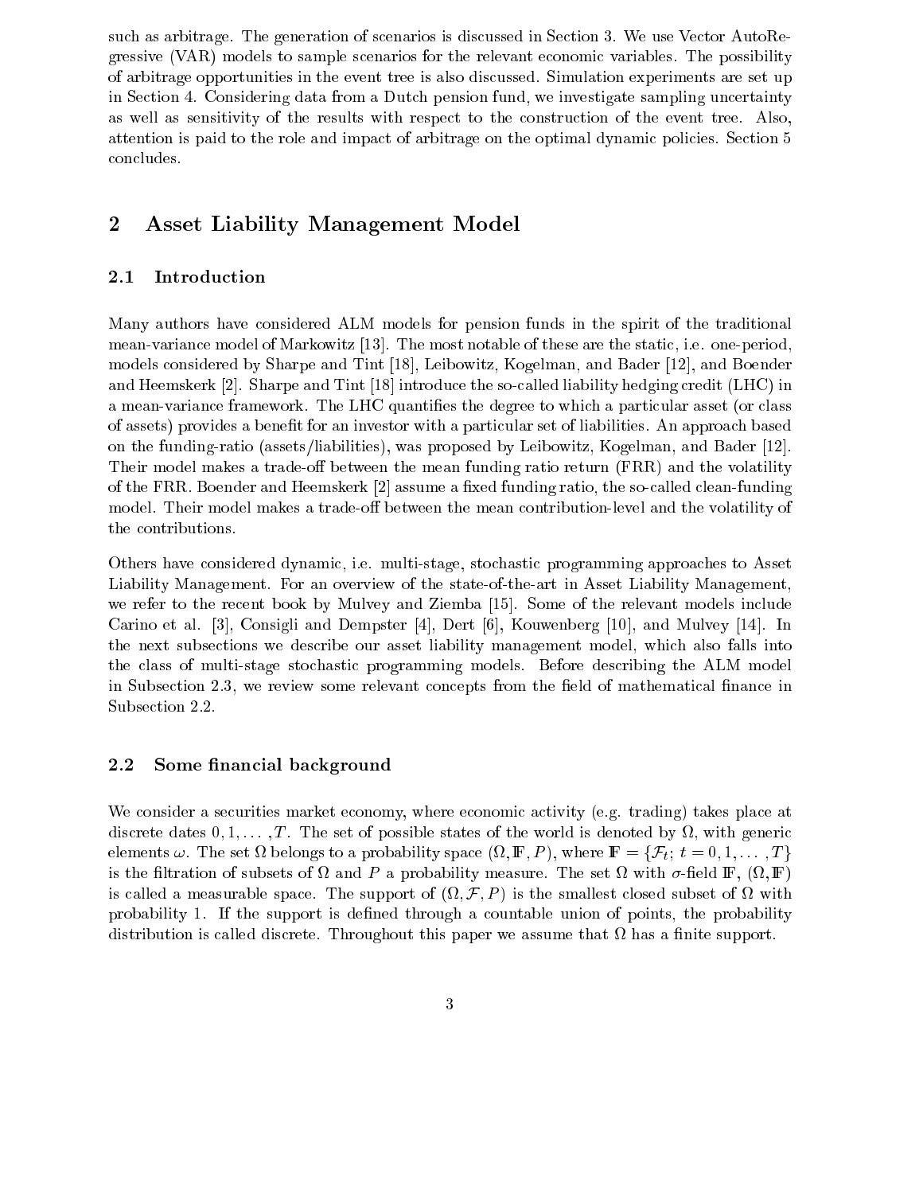such as arbitrage. The generation of scenarios is discussed in Section 3. We use Vector AutoRegressive (VAR) models to sample scenarios for the relevant economic variables. The possibility of arbitrage opportunities in the event tree is also discussed. Simulation experiments are set up in Section 4. Considering data from a Dutch pension fund, we investigate sampling uncertainty as well as sensitivity of the results with respect to the construction of the event tree. Also, attention is paid to the role and impact of arbitrage on the optimal dynamic policies. Section 5 concludes.

## 2 Asset Liability Management Model

### 2.1 Introduction

Many authors have considered ALM models for pension funds in the spirit of the traditional mean-variance model of Markowitz [13]. The most notable of these are the static, i.e. one-period, models considered by Sharpe and Tint [18], Leibowitz, Kogelman, and Bader [12], and Boender and Heemskerk [2]. Sharpe and Tint [18] introduce the so-called liability hedging credit (LHC) in a mean-variance framework. The LHC quantifies the degree to which a particular asset (or class of assets) provides a benefit for an investor with a particular set of liabilities. An approach based on the funding-ratio (assets/liabilities), was proposed by Leibowitz, Kogelman, and Bader [12]. Their model makes a trade-off between the mean funding ratio return (FRR) and the volatility of the FRR. Boender and Heemskerk [2] assume a fixed funding ratio, the so-called clean-funding model. Their model makes a trade-off between the mean contribution-level and the volatility of the contributions.

Others have considered dynamic, i.e. multi-stage, stochastic programming approaches to Asset Liability Management. For an overview of the state-of-the-art in Asset Liability Management, we refer to the recent book by Mulvey and Ziemba [15]. Some of the relevant models include Carino et al. [3], Consigli and Dempster [4], Dert [6], Kouwenberg [10], and Mulvey [14]. In the next subsections we describe our asset liability management model, which also falls into the class of multi-stage stochastic programming models. Before describing the ALM model in Subsection 2.3, we review some relevant concepts from the field of mathematical finance in Subsection 2.2.

### 2.2 Some financial background

We consider a securities market economy, where economic activity (e.g. trading) takes place at discrete dates $0, 1, \ldots, T$. The set of possible states of the world is denoted by $\Omega$, with generic elements $\omega$. The set $\Omega$ belongs to a probability space $(\Omega, \mathbb{F}, P)$, where $\mathbb{F} = \{\mathcal{F}_t;\ t = 0, 1, \ldots, T\}$ is the filtration of subsets of $\Omega$ and $P$ a probability measure. The set $\Omega$ with $\sigma$-field $\mathbb{F}$, $(\Omega, \mathbb{F})$ is called a measurable space. The support of $(\Omega, \mathcal{F}, P)$ is the smallest closed subset of $\Omega$ with probability 1. If the support is defined through a countable union of points, the probability distribution is called discrete. Throughout this paper we assume that $\Omega$ has a finite support.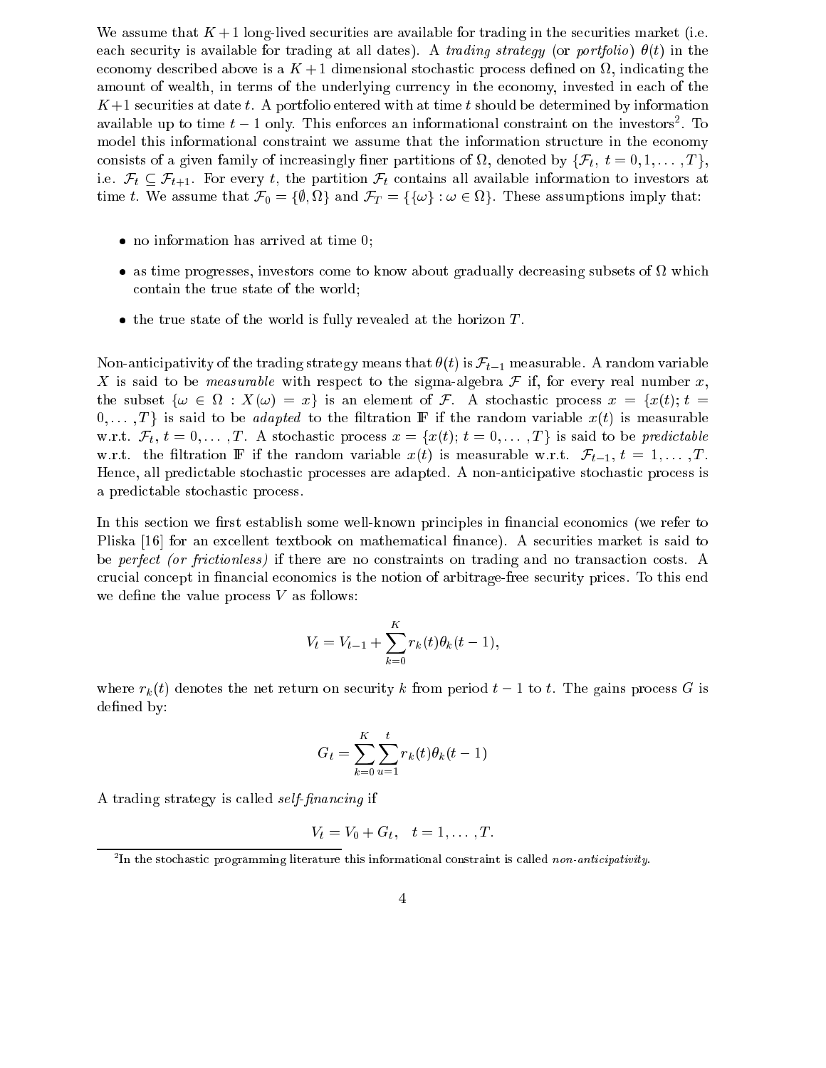We assume that $K+1$ long-lived securities are available for trading in the securities market (i.e. each security is available for trading at all dates). A *trading strategy* (or *portfolio*) $\theta(t)$ in the economy described above is a $K+1$ dimensional stochastic process defined on $\Omega$, indicating the amount of wealth, in terms of the underlying currency in the economy, invested in each of the $K+1$ securities at date $t$. A portfolio entered with at time $t$ should be determined by information available up to time $t-1$ only. This enforces an informational constraint on the investors[2]. To model this informational constraint we assume that the information structure in the economy consists of a given family of increasingly finer partitions of $\Omega$, denoted by $\{\mathcal{F}_t,\ t = 0, 1, \ldots, T\}$, i.e. $\mathcal{F}_t \subseteq \mathcal{F}_{t+1}$. For every $t$, the partition $\mathcal{F}_t$ contains all available information to investors at time $t$. We assume that $\mathcal{F}_0 = \{\emptyset, \Omega\}$ and $\mathcal{F}_T = \{\{\omega\} : \omega \in \Omega\}$. These assumptions imply that:

- no information has arrived at time 0;
- as time progresses, investors come to know about gradually decreasing subsets of $\Omega$ which contain the true state of the world;
- the true state of the world is fully revealed at the horizon $T$.

Non-anticipativity of the trading strategy means that $\theta(t)$ is $\mathcal{F}_{t-1}$ measurable. A random variable $X$ is said to be *measurable* with respect to the sigma-algebra $\mathcal{F}$ if, for every real number $x$, the subset $\{\omega \in \Omega : X(\omega) = x\}$ is an element of $\mathcal{F}$. A stochastic process $x = \{x(t); t = 0, \ldots, T\}$ is said to be *adapted* to the filtration $\mathbb{F}$ if the random variable $x(t)$ is measurable w.r.t. $\mathcal{F}_t$, $t = 0, \ldots, T$. A stochastic process $x = \{x(t); t = 0, \ldots, T\}$ is said to be *predictable* w.r.t. the filtration $\mathbb{F}$ if the random variable $x(t)$ is measurable w.r.t. $\mathcal{F}_{t-1}$, $t = 1, \ldots, T$. Hence, all predictable stochastic processes are adapted. A non-anticipative stochastic process is a predictable stochastic process.

In this section we first establish some well-known principles in financial economics (we refer to Pliska [16] for an excellent textbook on mathematical finance). A securities market is said to be *perfect (or frictionless)* if there are no constraints on trading and no transaction costs. A crucial concept in financial economics is the notion of arbitrage-free security prices. To this end we define the value process $V$ as follows:

$$V_t = V_{t-1} + \sum_{k=0}^{K} r_k(t)\theta_k(t-1),$$

where $r_k(t)$ denotes the net return on security $k$ from period $t-1$ to $t$. The gains process $G$ is defined by:

$$G_t = \sum_{k=0}^{K} \sum_{u=1}^{t} r_k(t)\theta_k(t-1)$$

A trading strategy is called *self-financing* if

$$V_t = V_0 + G_t, \quad t = 1, \ldots, T.$$

[2] In the stochastic programming literature this informational constraint is called *non-anticipativity*.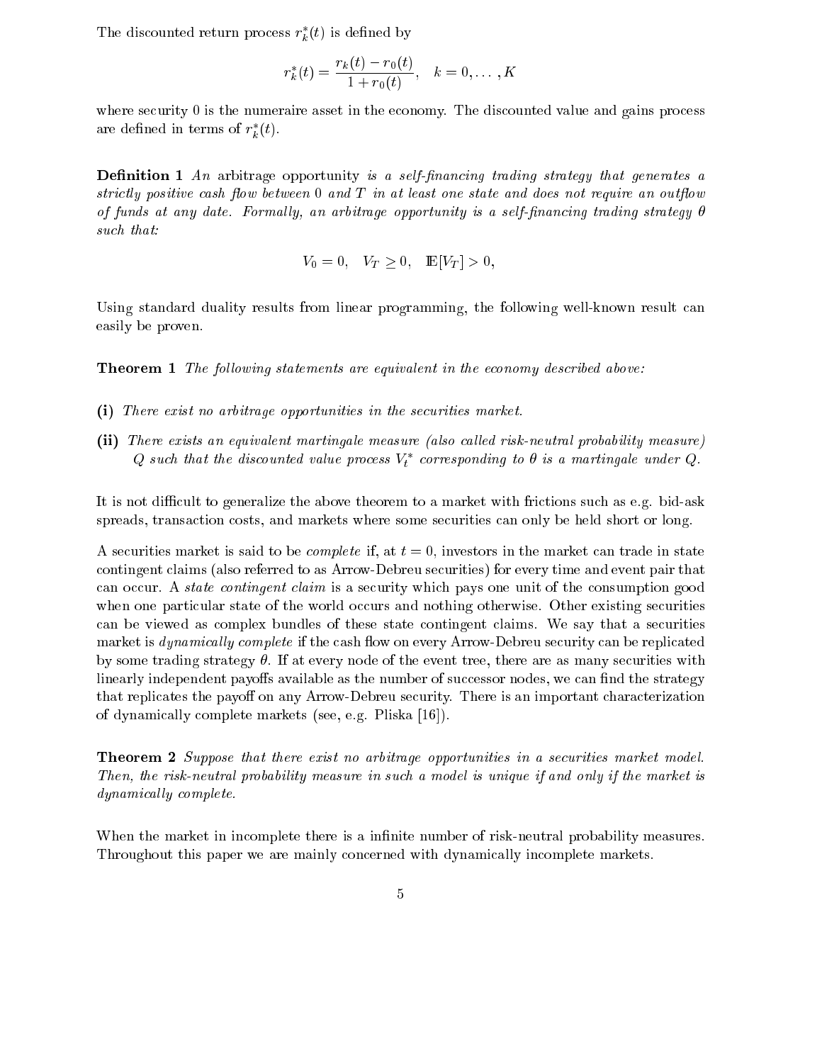The discounted return process $r_k^*(t)$ is defined by

$$r_k^*(t) = \frac{r_k(t) - r_0(t)}{1 + r_0(t)}, \quad k = 0, \ldots, K$$

where security 0 is the numeraire asset in the economy. The discounted value and gains process are defined in terms of $r_k^*(t)$.

**Definition 1** *An* arbitrage opportunity *is a self-financing trading strategy that generates a strictly positive cash flow between 0 and T in at least one state and does not require an outflow of funds at any date. Formally, an arbitrage opportunity is a self-financing trading strategy $\theta$ such that:*

$$V_0 = 0, \quad V_T \geq 0, \quad \mathbb{E}[V_T] > 0,$$

Using standard duality results from linear programming, the following well-known result can easily be proven.

**Theorem 1** *The following statements are equivalent in the economy described above:*

**(i)** *There exist no arbitrage opportunities in the securities market.*

**(ii)** *There exists an equivalent martingale measure (also called risk-neutral probability measure) $Q$ such that the discounted value process $V_t^*$ corresponding to $\theta$ is a martingale under $Q$.*

It is not difficult to generalize the above theorem to a market with frictions such as e.g. bid-ask spreads, transaction costs, and markets where some securities can only be held short or long.

A securities market is said to be *complete* if, at $t = 0$, investors in the market can trade in state contingent claims (also referred to as Arrow-Debreu securities) for every time and event pair that can occur. A *state contingent claim* is a security which pays one unit of the consumption good when one particular state of the world occurs and nothing otherwise. Other existing securities can be viewed as complex bundles of these state contingent claims. We say that a securities market is *dynamically complete* if the cash flow on every Arrow-Debreu security can be replicated by some trading strategy $\theta$. If at every node of the event tree, there are as many securities with linearly independent payoffs available as the number of successor nodes, we can find the strategy that replicates the payoff on any Arrow-Debreu security. There is an important characterization of dynamically complete markets (see, e.g. Pliska [16]).

**Theorem 2** *Suppose that there exist no arbitrage opportunities in a securities market model. Then, the risk-neutral probability measure in such a model is unique if and only if the market is dynamically complete.*

When the market in incomplete there is a infinite number of risk-neutral probability measures. Throughout this paper we are mainly concerned with dynamically incomplete markets.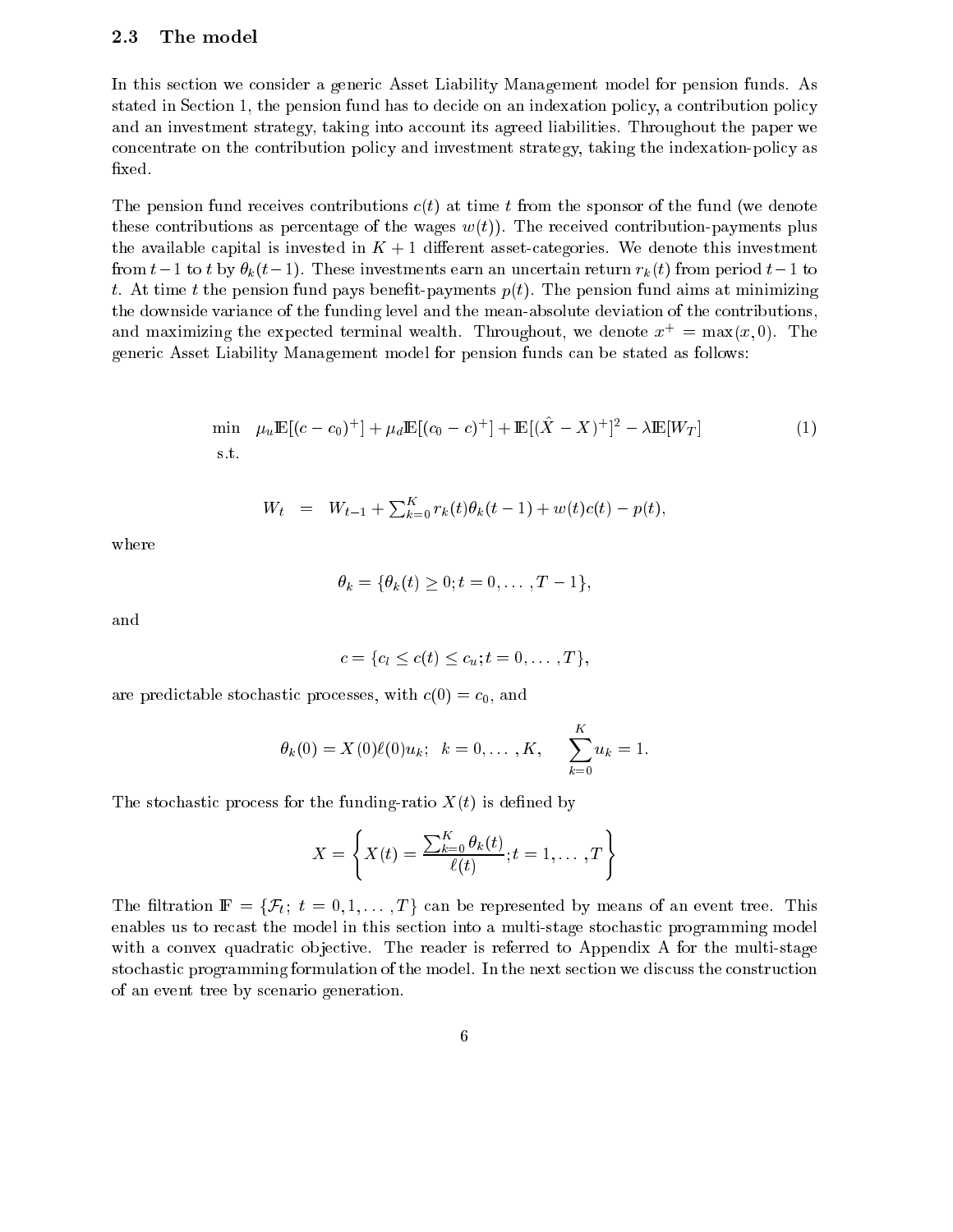### 2.3 The model

In this section we consider a generic Asset Liability Management model for pension funds. As stated in Section 1, the pension fund has to decide on an indexation policy, a contribution policy and an investment strategy, taking into account its agreed liabilities. Throughout the paper we concentrate on the contribution policy and investment strategy, taking the indexation-policy as fixed.

The pension fund receives contributions $c(t)$ at time $t$ from the sponsor of the fund (we denote these contributions as percentage of the wages $w(t)$). The received contribution-payments plus the available capital is invested in $K+1$ different asset-categories. We denote this investment from $t-1$ to $t$ by $\theta_k(t-1)$. These investments earn an uncertain return $r_k(t)$ from period $t-1$ to $t$. At time $t$ the pension fund pays benefit-payments $p(t)$. The pension fund aims at minimizing the downside variance of the funding level and the mean-absolute deviation of the contributions, and maximizing the expected terminal wealth. Throughout, we denote $x^+ = \max(x, 0)$. The generic Asset Liability Management model for pension funds can be stated as follows:

$$\begin{array}{ll} \min & \mu_u \mathbb{E}[(c-c_0)^+] + \mu_d \mathbb{E}[(c_0 - c)^+] + \mathbb{E}[(\hat{X} - X)^+]^2 - \lambda \mathbb{E}[W_T] \\ \text{s.t.} & \end{array} \tag{1}$$

$$W_t = W_{t-1} + \textstyle\sum_{k=0}^{K} r_k(t)\theta_k(t-1) + w(t)c(t) - p(t),$$

where

$$\theta_k = \{\theta_k(t) \geq 0; t = 0, \dots, T-1\},$$

and

$$c = \{c_l \leq c(t) \leq c_u; t = 0, \dots, T\},$$

are predictable stochastic processes, with $c(0) = c_0$, and

$$\theta_k(0) = X(0)\ell(0)u_k; \;\; k = 0, \dots, K, \qquad \sum_{k=0}^{K} u_k = 1.$$

The stochastic process for the funding-ratio $X(t)$ is defined by

$$X = \left\{ X(t) = \frac{\sum_{k=0}^{K} \theta_k(t)}{\ell(t)}; t = 1, \dots, T \right\}$$

The filtration $\mathbb{F} = \{\mathcal{F}_t;\ t = 0, 1, \dots, T\}$ can be represented by means of an event tree. This enables us to recast the model in this section into a multi-stage stochastic programming model with a convex quadratic objective. The reader is referred to Appendix A for the multi-stage stochastic programming formulation of the model. In the next section we discuss the construction of an event tree by scenario generation.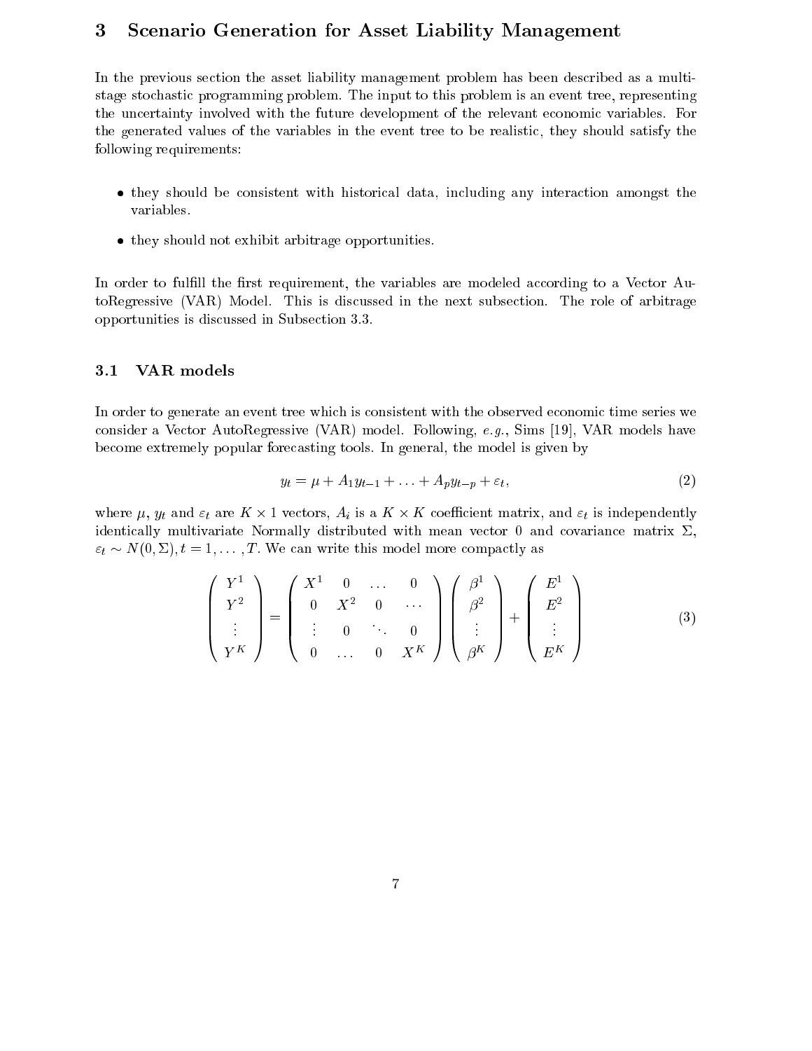# 3 Scenario Generation for Asset Liability Management

In the previous section the asset liability management problem has been described as a multi-stage stochastic programming problem. The input to this problem is an event tree, representing the uncertainty involved with the future development of the relevant economic variables. For the generated values of the variables in the event tree to be realistic, they should satisfy the following requirements:

- they should be consistent with historical data, including any interaction amongst the variables.
- they should not exhibit arbitrage opportunities.

In order to fulfill the first requirement, the variables are modeled according to a Vector AutoRegressive (VAR) Model. This is discussed in the next subsection. The role of arbitrage opportunities is discussed in Subsection 3.3.

## 3.1 VAR models

In order to generate an event tree which is consistent with the observed economic time series we consider a Vector AutoRegressive (VAR) model. Following, *e.g.*, Sims [19], VAR models have become extremely popular forecasting tools. In general, the model is given by

$$y_t = \mu + A_1 y_{t-1} + \ldots + A_p y_{t-p} + \varepsilon_t, \tag{2}$$

where $\mu$, $y_t$ and $\varepsilon_t$ are $K \times 1$ vectors, $A_i$ is a $K \times K$ coefficient matrix, and $\varepsilon_t$ is independently identically multivariate Normally distributed with mean vector 0 and covariance matrix $\Sigma$, $\varepsilon_t \sim N(0, \Sigma), t = 1, \ldots, T$. We can write this model more compactly as

$$\begin{pmatrix} Y^1 \\ Y^2 \\ \vdots \\ Y^K \end{pmatrix} = \begin{pmatrix} X^1 & 0 & \ldots & 0 \\ 0 & X^2 & 0 & \cdots \\ \vdots & 0 & \ddots & 0 \\ 0 & \ldots & 0 & X^K \end{pmatrix} \begin{pmatrix} \beta^1 \\ \beta^2 \\ \vdots \\ \beta^K \end{pmatrix} + \begin{pmatrix} E^1 \\ E^2 \\ \vdots \\ E^K \end{pmatrix} \tag{3}$$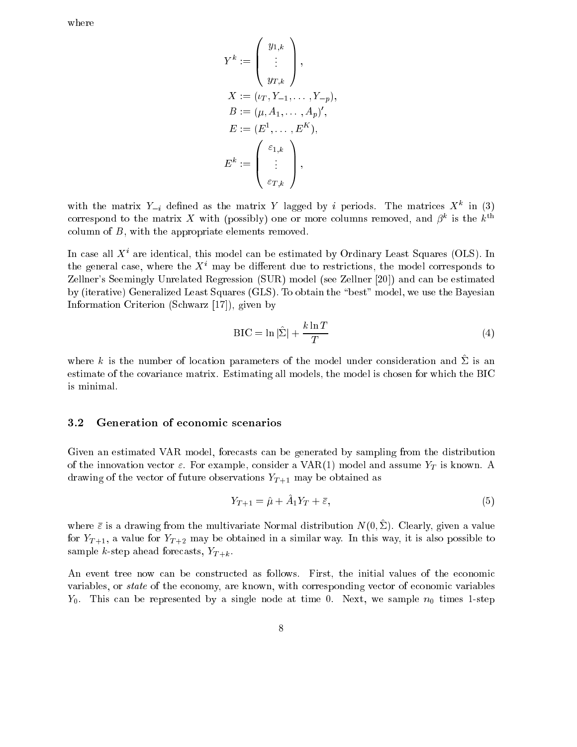where

$$
\begin{aligned}
Y^k &:= \begin{pmatrix} y_{1,k} \\ \vdots \\ y_{T,k} \end{pmatrix}, \\
X &:= (\iota_T, Y_{-1}, \ldots, Y_{-p}), \\
B &:= (\mu, A_1, \ldots, A_p)', \\
E &:= (E^1, \ldots, E^K), \\
E^k &:= \begin{pmatrix} \varepsilon_{1,k} \\ \vdots \\ \varepsilon_{T,k} \end{pmatrix},
\end{aligned}
$$

with the matrix $Y_{-i}$ defined as the matrix $Y$ lagged by $i$ periods. The matrices $X^k$ in (3) correspond to the matrix $X$ with (possibly) one or more columns removed, and $\beta^k$ is the $k^{\text{th}}$ column of $B$, with the appropriate elements removed.

In case all $X^i$ are identical, this model can be estimated by Ordinary Least Squares (OLS). In the general case, where the $X^i$ may be different due to restrictions, the model corresponds to Zellner's Seemingly Unrelated Regression (SUR) model (see Zellner [20]) and can be estimated by (iterative) Generalized Least Squares (GLS). To obtain the "best" model, we use the Bayesian Information Criterion (Schwarz [17]), given by

$$
\text{BIC} = \ln |\hat{\Sigma}| + \frac{k \ln T}{T} \tag{4}
$$

where $k$ is the number of location parameters of the model under consideration and $\hat{\Sigma}$ is an estimate of the covariance matrix. Estimating all models, the model is chosen for which the BIC is minimal.

### 3.2 Generation of economic scenarios

Given an estimated VAR model, forecasts can be generated by sampling from the distribution of the innovation vector $\varepsilon$. For example, consider a VAR(1) model and assume $Y_T$ is known. A drawing of the vector of future observations $Y_{T+1}$ may be obtained as

$$
Y_{T+1} = \hat{\mu} + \hat{A}_1 Y_T + \bar{\varepsilon}, \tag{5}
$$

where $\bar{\varepsilon}$ is a drawing from the multivariate Normal distribution $N(0, \hat{\Sigma})$. Clearly, given a value for $Y_{T+1}$, a value for $Y_{T+2}$ may be obtained in a similar way. In this way, it is also possible to sample $k$-step ahead forecasts, $Y_{T+k}$.

An event tree now can be constructed as follows. First, the initial values of the economic variables, or *state* of the economy, are known, with corresponding vector of economic variables $Y_0$. This can be represented by a single node at time 0. Next, we sample $n_0$ times 1-step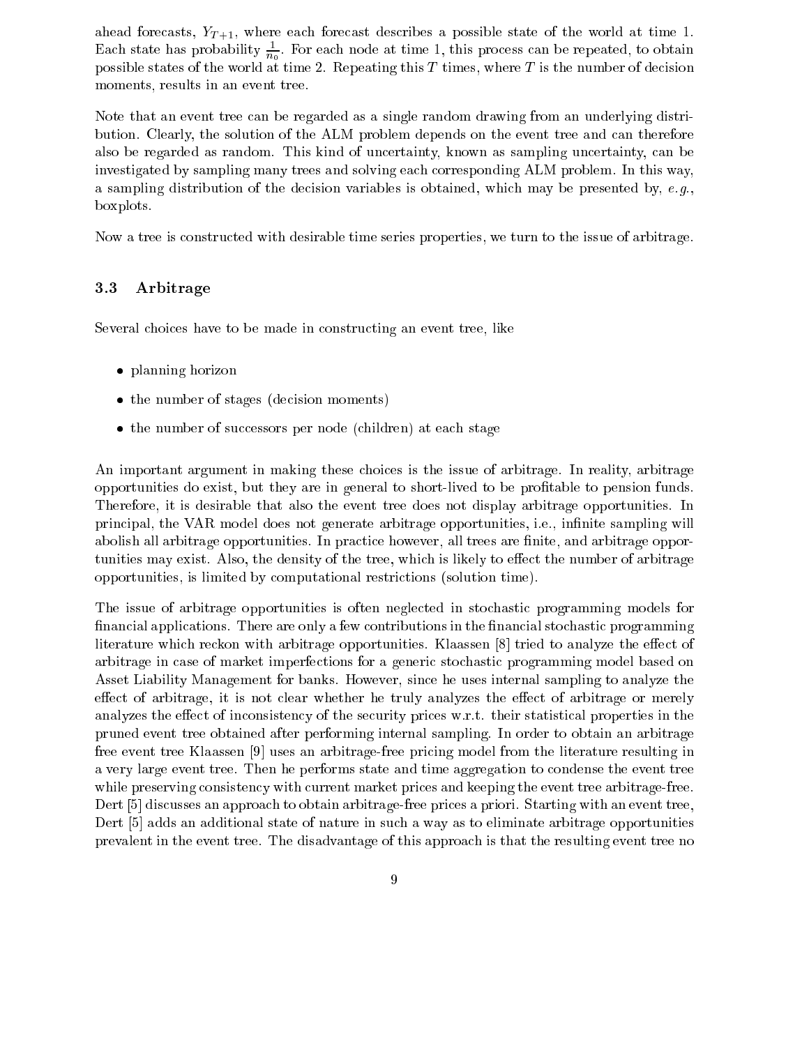ahead forecasts, $Y_{T+1}$, where each forecast describes a possible state of the world at time 1. Each state has probability $\frac{1}{n_0}$. For each node at time 1, this process can be repeated, to obtain possible states of the world at time 2. Repeating this $T$ times, where $T$ is the number of decision moments, results in an event tree.

Note that an event tree can be regarded as a single random drawing from an underlying distribution. Clearly, the solution of the ALM problem depends on the event tree and can therefore also be regarded as random. This kind of uncertainty, known as sampling uncertainty, can be investigated by sampling many trees and solving each corresponding ALM problem. In this way, a sampling distribution of the decision variables is obtained, which may be presented by, *e.g.*, boxplots.

Now a tree is constructed with desirable time series properties, we turn to the issue of arbitrage.

### 3.3 Arbitrage

Several choices have to be made in constructing an event tree, like

- planning horizon
- the number of stages (decision moments)
- the number of successors per node (children) at each stage

An important argument in making these choices is the issue of arbitrage. In reality, arbitrage opportunities do exist, but they are in general to short-lived to be profitable to pension funds. Therefore, it is desirable that also the event tree does not display arbitrage opportunities. In principal, the VAR model does not generate arbitrage opportunities, i.e., infinite sampling will abolish all arbitrage opportunities. In practice however, all trees are finite, and arbitrage opportunities may exist. Also, the density of the tree, which is likely to effect the number of arbitrage opportunities, is limited by computational restrictions (solution time).

The issue of arbitrage opportunities is often neglected in stochastic programming models for financial applications. There are only a few contributions in the financial stochastic programming literature which reckon with arbitrage opportunities. Klaassen [8] tried to analyze the effect of arbitrage in case of market imperfections for a generic stochastic programming model based on Asset Liability Management for banks. However, since he uses internal sampling to analyze the effect of arbitrage, it is not clear whether he truly analyzes the effect of arbitrage or merely analyzes the effect of inconsistency of the security prices w.r.t. their statistical properties in the pruned event tree obtained after performing internal sampling. In order to obtain an arbitrage free event tree Klaassen [9] uses an arbitrage-free pricing model from the literature resulting in a very large event tree. Then he performs state and time aggregation to condense the event tree while preserving consistency with current market prices and keeping the event tree arbitrage-free. Dert [5] discusses an approach to obtain arbitrage-free prices a priori. Starting with an event tree, Dert [5] adds an additional state of nature in such a way as to eliminate arbitrage opportunities prevalent in the event tree. The disadvantage of this approach is that the resulting event tree no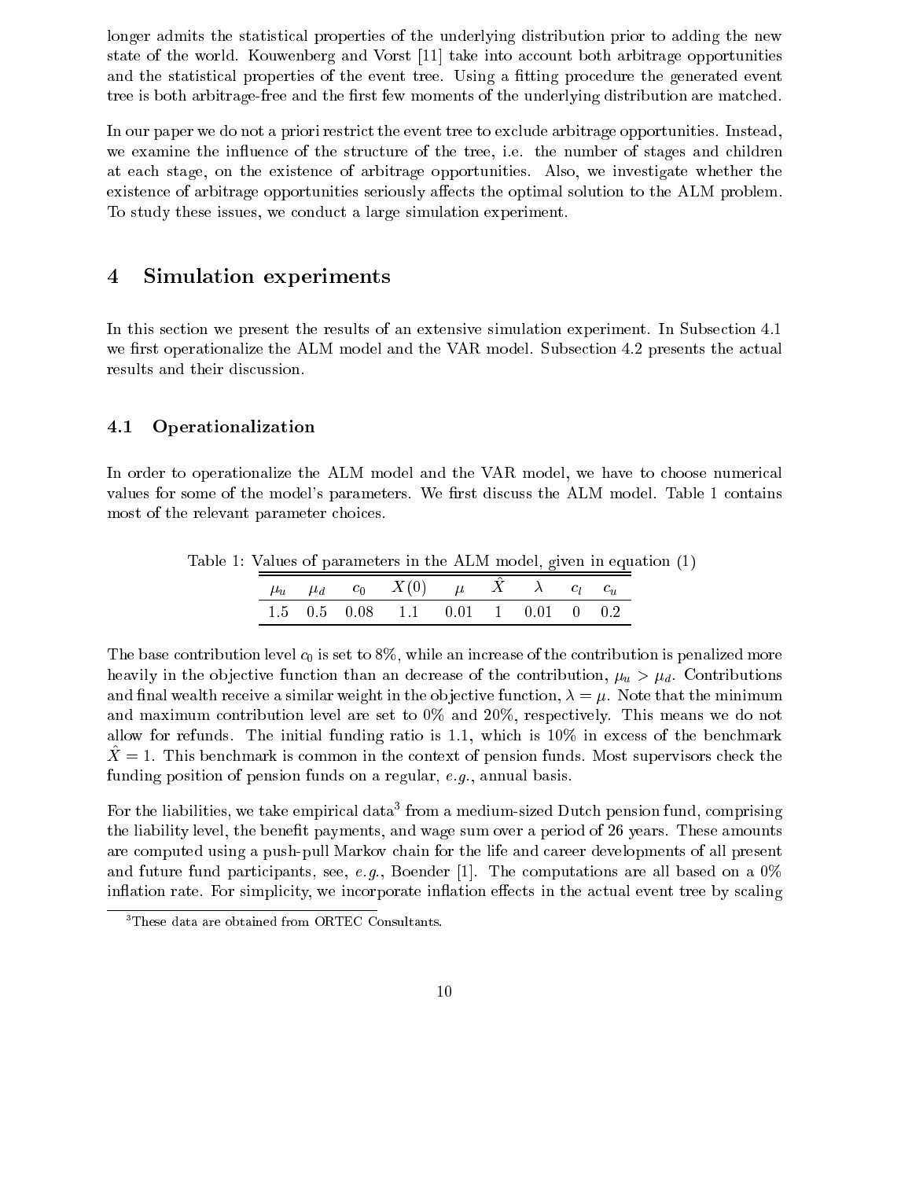longer admits the statistical properties of the underlying distribution prior to adding the new state of the world. Kouwenberg and Vorst [11] take into account both arbitrage opportunities and the statistical properties of the event tree. Using a fitting procedure the generated event tree is both arbitrage-free and the first few moments of the underlying distribution are matched.

In our paper we do not a priori restrict the event tree to exclude arbitrage opportunities. Instead, we examine the influence of the structure of the tree, i.e. the number of stages and children at each stage, on the existence of arbitrage opportunities. Also, we investigate whether the existence of arbitrage opportunities seriously affects the optimal solution to the ALM problem. To study these issues, we conduct a large simulation experiment.

# 4 Simulation experiments

In this section we present the results of an extensive simulation experiment. In Subsection 4.1 we first operationalize the ALM model and the VAR model. Subsection 4.2 presents the actual results and their discussion.

## 4.1 Operationalization

In order to operationalize the ALM model and the VAR model, we have to choose numerical values for some of the model's parameters. We first discuss the ALM model. Table 1 contains most of the relevant parameter choices.

Table 1: Values of parameters in the ALM model, given in equation (1)

| $\mu_u$ | $\mu_d$ | $c_0$ | $X(0)$ | $\mu$ | $\hat{X}$ | $\lambda$ | $c_l$ | $c_u$ |
|---|---|---|---|---|---|---|---|---|
| 1.5 | 0.5 | 0.08 | 1.1 | 0.01 | 1 | 0.01 | 0 | 0.2 |

The base contribution level $c_0$ is set to 8%, while an increase of the contribution is penalized more heavily in the objective function than an decrease of the contribution, $\mu_u > \mu_d$. Contributions and final wealth receive a similar weight in the objective function, $\lambda = \mu$. Note that the minimum and maximum contribution level are set to 0% and 20%, respectively. This means we do not allow for refunds. The initial funding ratio is 1.1, which is 10% in excess of the benchmark $\hat{X} = 1$. This benchmark is common in the context of pension funds. Most supervisors check the funding position of pension funds on a regular, *e.g.*, annual basis.

For the liabilities, we take empirical data[3] from a medium-sized Dutch pension fund, comprising the liability level, the benefit payments, and wage sum over a period of 26 years. These amounts are computed using a push-pull Markov chain for the life and career developments of all present and future fund participants, see, *e.g.*, Boender [1]. The computations are all based on a 0% inflation rate. For simplicity, we incorporate inflation effects in the actual event tree by scaling

[3] These data are obtained from ORTEC Consultants.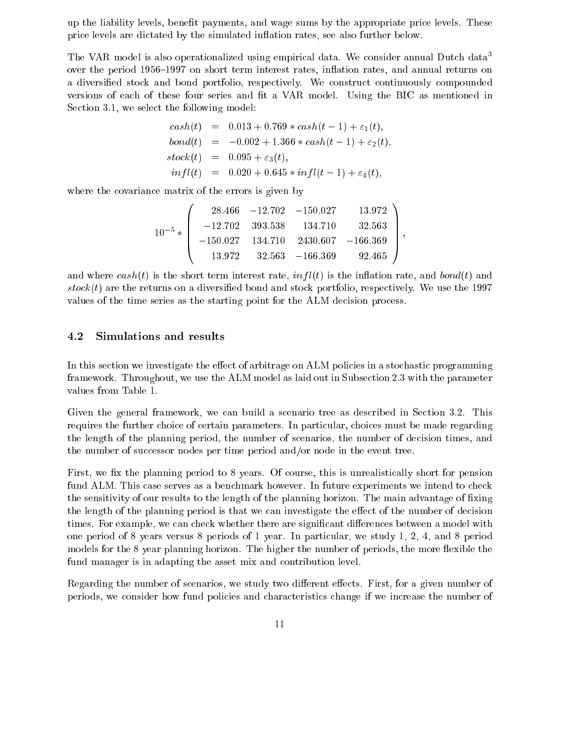up the liability levels, benefit payments, and wage sums by the appropriate price levels. These price levels are dictated by the simulated inflation rates, see also further below.

The VAR model is also operationalized using empirical data. We consider annual Dutch data[3] over the period 1956–1997 on short term interest rates, inflation rates, and annual returns on a diversified stock and bond portfolio, respectively. We construct continuously compounded versions of each of these four series and fit a VAR model. Using the BIC as mentioned in Section 3.1, we select the following model:

$$
\begin{aligned}
cash(t) &= 0.013 + 0.769 * cash(t-1) + \varepsilon_1(t), \\
bond(t) &= -0.002 + 1.366 * cash(t-1) + \varepsilon_2(t), \\
stock(t) &= 0.095 + \varepsilon_3(t), \\
infl(t) &= 0.020 + 0.645 * infl(t-1) + \varepsilon_4(t),
\end{aligned}
$$

where the covariance matrix of the errors is given by

$$
10^{-5} * \begin{pmatrix} 28.466 & -12.702 & -150.027 & 13.972 \\ -12.702 & 393.538 & 134.710 & 32.563 \\ -150.027 & 134.710 & 2430.607 & -166.369 \\ 13.972 & 32.563 & -166.369 & 92.465 \end{pmatrix},
$$

and where $cash(t)$ is the short term interest rate, $infl(t)$ is the inflation rate, and $bond(t)$ and $stock(t)$ are the returns on a diversified bond and stock portfolio, respectively. We use the 1997 values of the time series as the starting point for the ALM decision process.

## 4.2 Simulations and results

In this section we investigate the effect of arbitrage on ALM policies in a stochastic programming framework. Throughout, we use the ALM model as laid out in Subsection 2.3 with the parameter values from Table 1.

Given the general framework, we can build a scenario tree as described in Section 3.2. This requires the further choice of certain parameters. In particular, choices must be made regarding the length of the planning period, the number of scenarios, the number of decision times, and the number of successor nodes per time period and/or node in the event tree.

First, we fix the planning period to 8 years. Of course, this is unrealistically short for pension fund ALM. This case serves as a benchmark however. In future experiments we intend to check the sensitivity of our results to the length of the planning horizon. The main advantage of fixing the length of the planning period is that we can investigate the effect of the number of decision times. For example, we can check whether there are significant differences between a model with one period of 8 years versus 8 periods of 1 year. In particular, we study 1, 2, 4, and 8 period models for the 8 year planning horizon. The higher the number of periods, the more flexible the fund manager is in adapting the asset mix and contribution level.

Regarding the number of scenarios, we study two different effects. First, for a given number of periods, we consider how fund policies and characteristics change if we increase the number of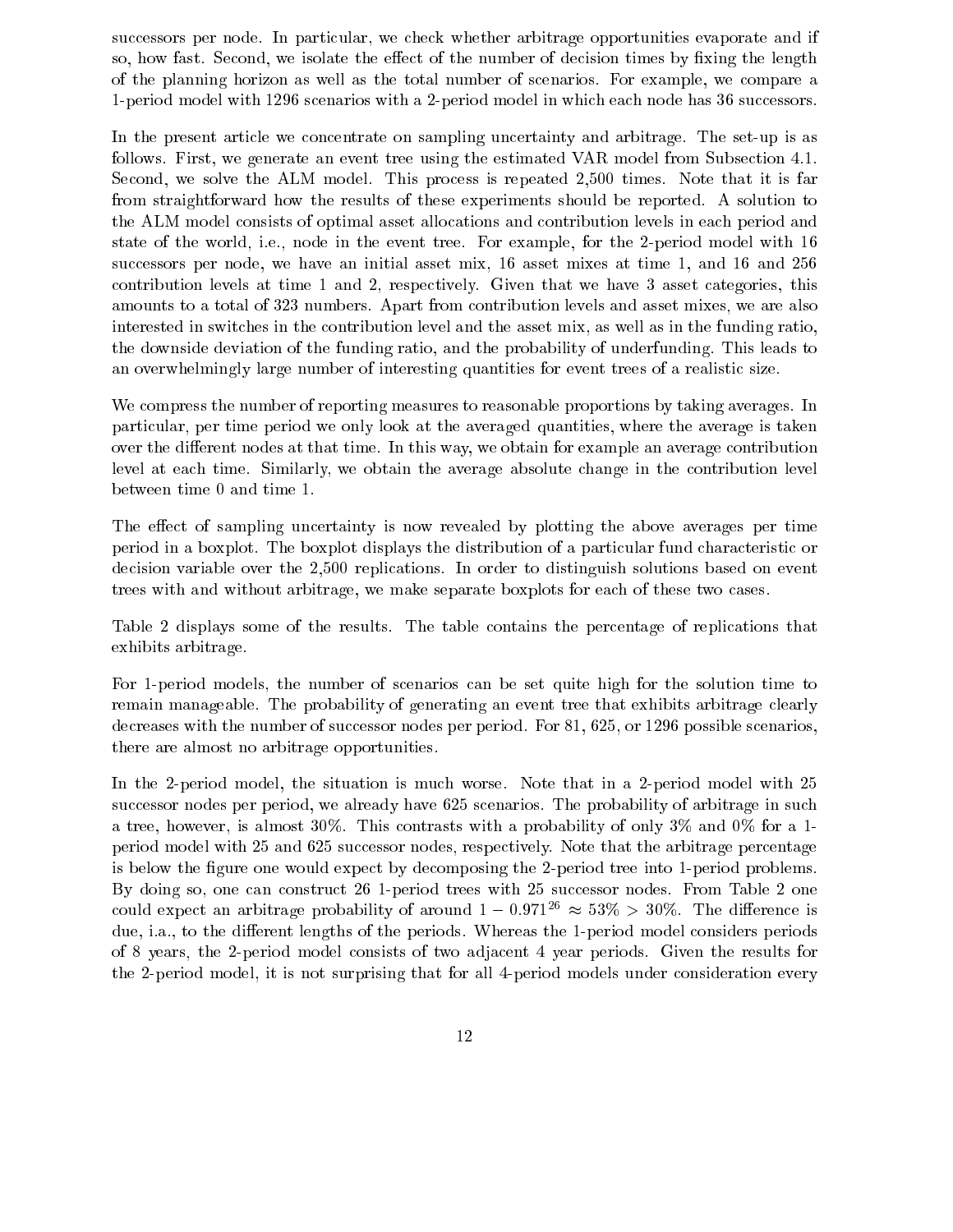successors per node. In particular, we check whether arbitrage opportunities evaporate and if so, how fast. Second, we isolate the effect of the number of decision times by fixing the length of the planning horizon as well as the total number of scenarios. For example, we compare a 1-period model with 1296 scenarios with a 2-period model in which each node has 36 successors.

In the present article we concentrate on sampling uncertainty and arbitrage. The set-up is as follows. First, we generate an event tree using the estimated VAR model from Subsection 4.1. Second, we solve the ALM model. This process is repeated 2,500 times. Note that it is far from straightforward how the results of these experiments should be reported. A solution to the ALM model consists of optimal asset allocations and contribution levels in each period and state of the world, i.e., node in the event tree. For example, for the 2-period model with 16 successors per node, we have an initial asset mix, 16 asset mixes at time 1, and 16 and 256 contribution levels at time 1 and 2, respectively. Given that we have 3 asset categories, this amounts to a total of 323 numbers. Apart from contribution levels and asset mixes, we are also interested in switches in the contribution level and the asset mix, as well as in the funding ratio, the downside deviation of the funding ratio, and the probability of underfunding. This leads to an overwhelmingly large number of interesting quantities for event trees of a realistic size.

We compress the number of reporting measures to reasonable proportions by taking averages. In particular, per time period we only look at the averaged quantities, where the average is taken over the different nodes at that time. In this way, we obtain for example an average contribution level at each time. Similarly, we obtain the average absolute change in the contribution level between time 0 and time 1.

The effect of sampling uncertainty is now revealed by plotting the above averages per time period in a boxplot. The boxplot displays the distribution of a particular fund characteristic or decision variable over the 2,500 replications. In order to distinguish solutions based on event trees with and without arbitrage, we make separate boxplots for each of these two cases.

Table 2 displays some of the results. The table contains the percentage of replications that exhibits arbitrage.

For 1-period models, the number of scenarios can be set quite high for the solution time to remain manageable. The probability of generating an event tree that exhibits arbitrage clearly decreases with the number of successor nodes per period. For 81, 625, or 1296 possible scenarios, there are almost no arbitrage opportunities.

In the 2-period model, the situation is much worse. Note that in a 2-period model with 25 successor nodes per period, we already have 625 scenarios. The probability of arbitrage in such a tree, however, is almost 30%. This contrasts with a probability of only 3% and 0% for a 1-period model with 25 and 625 successor nodes, respectively. Note that the arbitrage percentage is below the figure one would expect by decomposing the 2-period tree into 1-period problems. By doing so, one can construct 26 1-period trees with 25 successor nodes. From Table 2 one could expect an arbitrage probability of around $1 - 0.971^{26} \approx 53\% > 30\%$. The difference is due, i.a., to the different lengths of the periods. Whereas the 1-period model considers periods of 8 years, the 2-period model consists of two adjacent 4 year periods. Given the results for the 2-period model, it is not surprising that for all 4-period models under consideration every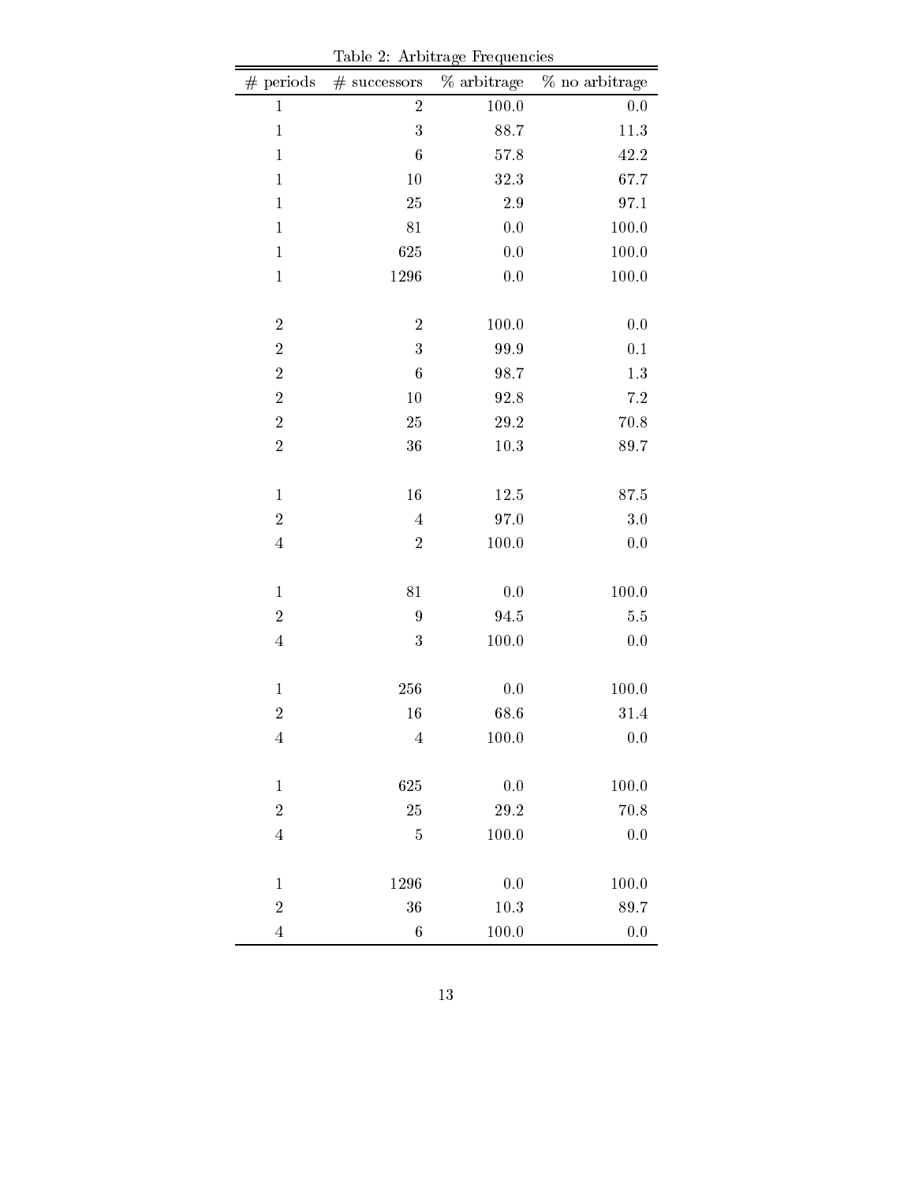Table 2: Arbitrage Frequencies

| # periods | # successors | % arbitrage | % no arbitrage |
|---|---|---|---|
| 1 | 2 | 100.0 | 0.0 |
| 1 | 3 | 88.7 | 11.3 |
| 1 | 6 | 57.8 | 42.2 |
| 1 | 10 | 32.3 | 67.7 |
| 1 | 25 | 2.9 | 97.1 |
| 1 | 81 | 0.0 | 100.0 |
| 1 | 625 | 0.0 | 100.0 |
| 1 | 1296 | 0.0 | 100.0 |
| | | | |
| 2 | 2 | 100.0 | 0.0 |
| 2 | 3 | 99.9 | 0.1 |
| 2 | 6 | 98.7 | 1.3 |
| 2 | 10 | 92.8 | 7.2 |
| 2 | 25 | 29.2 | 70.8 |
| 2 | 36 | 10.3 | 89.7 |
| | | | |
| 1 | 16 | 12.5 | 87.5 |
| 2 | 4 | 97.0 | 3.0 |
| 4 | 2 | 100.0 | 0.0 |
| | | | |
| 1 | 81 | 0.0 | 100.0 |
| 2 | 9 | 94.5 | 5.5 |
| 4 | 3 | 100.0 | 0.0 |
| | | | |
| 1 | 256 | 0.0 | 100.0 |
| 2 | 16 | 68.6 | 31.4 |
| 4 | 4 | 100.0 | 0.0 |
| | | | |
| 1 | 625 | 0.0 | 100.0 |
| 2 | 25 | 29.2 | 70.8 |
| 4 | 5 | 100.0 | 0.0 |
| | | | |
| 1 | 1296 | 0.0 | 100.0 |
| 2 | 36 | 10.3 | 89.7 |
| 4 | 6 | 100.0 | 0.0 |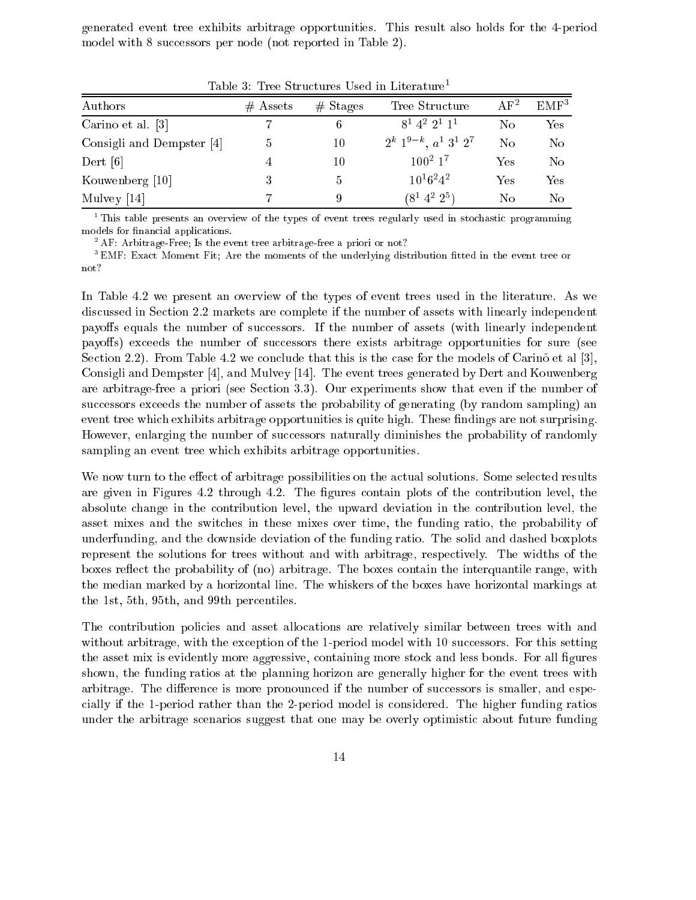generated event tree exhibits arbitrage opportunities. This result also holds for the 4-period model with 8 successors per node (not reported in Table 2).

Table 3: Tree Structures Used in Literature[1]

| Authors | # Assets | # Stages | Tree Structure | AF[2] | EMF[3] |
|---|---|---|---|---|---|
| Carino et al. [3] | 7 | 6 | $8^1\ 4^2\ 2^1\ 1^1$ | No | Yes |
| Consigli and Dempster [4] | 5 | 10 | $2^k\ 1^{9-k}$, $a^1\ 3^1\ 2^7$ | No | No |
| Dert [6] | 4 | 10 | $100^2\ 1^7$ | Yes | No |
| Kouwenberg [10] | 3 | 5 | $10^1 6^2 4^2$ | Yes | Yes |
| Mulvey [14] | 7 | 9 | $(8^1\ 4^2\ 2^5)$ | No | No |

[1] This table presents an overview of the types of event trees regularly used in stochastic programming models for financial applications.

[2] AF: Arbitrage-Free; Is the event tree arbitrage-free a priori or not?

[3] EMF: Exact Moment Fit; Are the moments of the underlying distribution fitted in the event tree or not?

In Table 4.2 we present an overview of the types of event trees used in the literature. As we discussed in Section 2.2 markets are complete if the number of assets with linearly independent payoffs equals the number of successors. If the number of assets (with linearly independent payoffs) exceeds the number of successors there exists arbitrage opportunities for sure (see Section 2.2). From Table 4.2 we conclude that this is the case for the models of Carinõ et al [3], Consigli and Dempster [4], and Mulvey [14]. The event trees generated by Dert and Kouwenberg are arbitrage-free a priori (see Section 3.3). Our experiments show that even if the number of successors exceeds the number of assets the probability of generating (by random sampling) an event tree which exhibits arbitrage opportunities is quite high. These findings are not surprising. However, enlarging the number of successors naturally diminishes the probability of randomly sampling an event tree which exhibits arbitrage opportunities.

We now turn to the effect of arbitrage possibilities on the actual solutions. Some selected results are given in Figures 4.2 through 4.2. The figures contain plots of the contribution level, the absolute change in the contribution level, the upward deviation in the contribution level, the asset mixes and the switches in these mixes over time, the funding ratio, the probability of underfunding, and the downside deviation of the funding ratio. The solid and dashed boxplots represent the solutions for trees without and with arbitrage, respectively. The widths of the boxes reflect the probability of (no) arbitrage. The boxes contain the interquantile range, with the median marked by a horizontal line. The whiskers of the boxes have horizontal markings at the 1st, 5th, 95th, and 99th percentiles.

The contribution policies and asset allocations are relatively similar between trees with and without arbitrage, with the exception of the 1-period model with 10 successors. For this setting the asset mix is evidently more aggressive, containing more stock and less bonds. For all figures shown, the funding ratios at the planning horizon are generally higher for the event trees with arbitrage. The difference is more pronounced if the number of successors is smaller, and especially if the 1-period rather than the 2-period model is considered. The higher funding ratios under the arbitrage scenarios suggest that one may be overly optimistic about future funding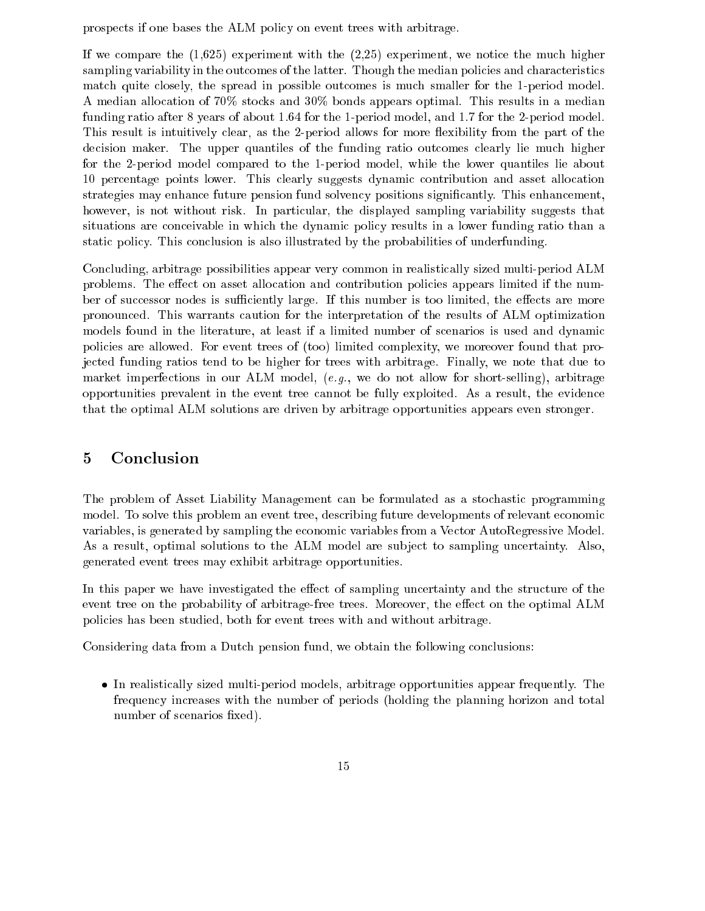prospects if one bases the ALM policy on event trees with arbitrage.

If we compare the (1,625) experiment with the (2,25) experiment, we notice the much higher sampling variability in the outcomes of the latter. Though the median policies and characteristics match quite closely, the spread in possible outcomes is much smaller for the 1-period model. A median allocation of 70% stocks and 30% bonds appears optimal. This results in a median funding ratio after 8 years of about 1.64 for the 1-period model, and 1.7 for the 2-period model. This result is intuitively clear, as the 2-period allows for more flexibility from the part of the decision maker. The upper quantiles of the funding ratio outcomes clearly lie much higher for the 2-period model compared to the 1-period model, while the lower quantiles lie about 10 percentage points lower. This clearly suggests dynamic contribution and asset allocation strategies may enhance future pension fund solvency positions significantly. This enhancement, however, is not without risk. In particular, the displayed sampling variability suggests that situations are conceivable in which the dynamic policy results in a lower funding ratio than a static policy. This conclusion is also illustrated by the probabilities of underfunding.

Concluding, arbitrage possibilities appear very common in realistically sized multi-period ALM problems. The effect on asset allocation and contribution policies appears limited if the number of successor nodes is sufficiently large. If this number is too limited, the effects are more pronounced. This warrants caution for the interpretation of the results of ALM optimization models found in the literature, at least if a limited number of scenarios is used and dynamic policies are allowed. For event trees of (too) limited complexity, we moreover found that projected funding ratios tend to be higher for trees with arbitrage. Finally, we note that due to market imperfections in our ALM model, (*e.g.*, we do not allow for short-selling), arbitrage opportunities prevalent in the event tree cannot be fully exploited. As a result, the evidence that the optimal ALM solutions are driven by arbitrage opportunities appears even stronger.

# 5 Conclusion

The problem of Asset Liability Management can be formulated as a stochastic programming model. To solve this problem an event tree, describing future developments of relevant economic variables, is generated by sampling the economic variables from a Vector AutoRegressive Model. As a result, optimal solutions to the ALM model are subject to sampling uncertainty. Also, generated event trees may exhibit arbitrage opportunities.

In this paper we have investigated the effect of sampling uncertainty and the structure of the event tree on the probability of arbitrage-free trees. Moreover, the effect on the optimal ALM policies has been studied, both for event trees with and without arbitrage.

Considering data from a Dutch pension fund, we obtain the following conclusions:

- In realistically sized multi-period models, arbitrage opportunities appear frequently. The frequency increases with the number of periods (holding the planning horizon and total number of scenarios fixed).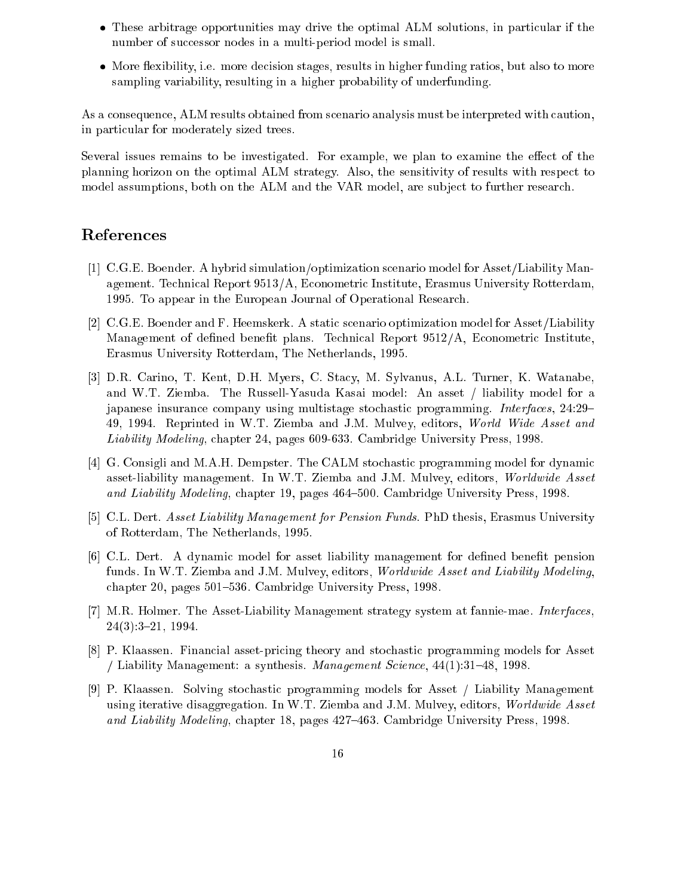- These arbitrage opportunities may drive the optimal ALM solutions, in particular if the number of successor nodes in a multi-period model is small.
- More flexibility, i.e. more decision stages, results in higher funding ratios, but also to more sampling variability, resulting in a higher probability of underfunding.

As a consequence, ALM results obtained from scenario analysis must be interpreted with caution, in particular for moderately sized trees.

Several issues remains to be investigated. For example, we plan to examine the effect of the planning horizon on the optimal ALM strategy. Also, the sensitivity of results with respect to model assumptions, both on the ALM and the VAR model, are subject to further research.

## References

[1] C.G.E. Boender. A hybrid simulation/optimization scenario model for Asset/Liability Management. Technical Report 9513/A, Econometric Institute, Erasmus University Rotterdam, 1995. To appear in the European Journal of Operational Research.

[2] C.G.E. Boender and F. Heemskerk. A static scenario optimization model for Asset/Liability Management of defined benefit plans. Technical Report 9512/A, Econometric Institute, Erasmus University Rotterdam, The Netherlands, 1995.

[3] D.R. Carino, T. Kent, D.H. Myers, C. Stacy, M. Sylvanus, A.L. Turner, K. Watanabe, and W.T. Ziemba. The Russell-Yasuda Kasai model: An asset / liability model for a japanese insurance company using multistage stochastic programming. *Interfaces*, 24:29–49, 1994. Reprinted in W.T. Ziemba and J.M. Mulvey, editors, *World Wide Asset and Liability Modeling*, chapter 24, pages 609-633. Cambridge University Press, 1998.

[4] G. Consigli and M.A.H. Dempster. The CALM stochastic programming model for dynamic asset-liability management. In W.T. Ziemba and J.M. Mulvey, editors, *Worldwide Asset and Liability Modeling*, chapter 19, pages 464–500. Cambridge University Press, 1998.

[5] C.L. Dert. *Asset Liability Management for Pension Funds.* PhD thesis, Erasmus University of Rotterdam, The Netherlands, 1995.

[6] C.L. Dert. A dynamic model for asset liability management for defined benefit pension funds. In W.T. Ziemba and J.M. Mulvey, editors, *Worldwide Asset and Liability Modeling*, chapter 20, pages 501–536. Cambridge University Press, 1998.

[7] M.R. Holmer. The Asset-Liability Management strategy system at fannie-mae. *Interfaces*, 24(3):3–21, 1994.

[8] P. Klaassen. Financial asset-pricing theory and stochastic programming models for Asset / Liability Management: a synthesis. *Management Science*, 44(1):31–48, 1998.

[9] P. Klaassen. Solving stochastic programming models for Asset / Liability Management using iterative disaggregation. In W.T. Ziemba and J.M. Mulvey, editors, *Worldwide Asset and Liability Modeling*, chapter 18, pages 427–463. Cambridge University Press, 1998.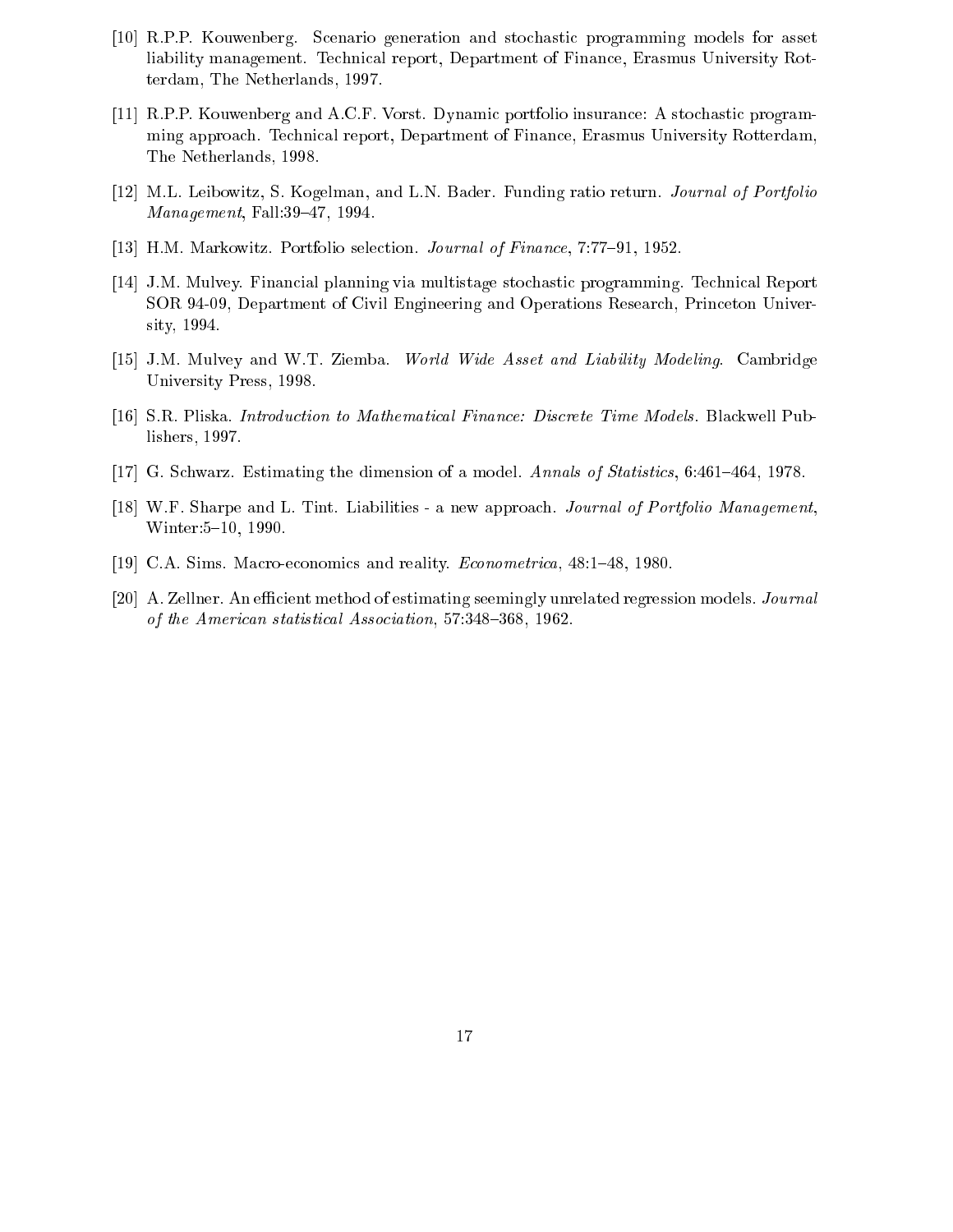[10] R.P.P. Kouwenberg. Scenario generation and stochastic programming models for asset liability management. Technical report, Department of Finance, Erasmus University Rotterdam, The Netherlands, 1997.

[11] R.P.P. Kouwenberg and A.C.F. Vorst. Dynamic portfolio insurance: A stochastic programming approach. Technical report, Department of Finance, Erasmus University Rotterdam, The Netherlands, 1998.

[12] M.L. Leibowitz, S. Kogelman, and L.N. Bader. Funding ratio return. *Journal of Portfolio Management*, Fall:39–47, 1994.

[13] H.M. Markowitz. Portfolio selection. *Journal of Finance*, 7:77–91, 1952.

[14] J.M. Mulvey. Financial planning via multistage stochastic programming. Technical Report SOR 94-09, Department of Civil Engineering and Operations Research, Princeton University, 1994.

[15] J.M. Mulvey and W.T. Ziemba. *World Wide Asset and Liability Modeling*. Cambridge University Press, 1998.

[16] S.R. Pliska. *Introduction to Mathematical Finance: Discrete Time Models*. Blackwell Publishers, 1997.

[17] G. Schwarz. Estimating the dimension of a model. *Annals of Statistics*, 6:461–464, 1978.

[18] W.F. Sharpe and L. Tint. Liabilities - a new approach. *Journal of Portfolio Management*, Winter:5–10, 1990.

[19] C.A. Sims. Macro-economics and reality. *Econometrica*, 48:1–48, 1980.

[20] A. Zellner. An efficient method of estimating seemingly unrelated regression models. *Journal of the American statistical Association*, 57:348–368, 1962.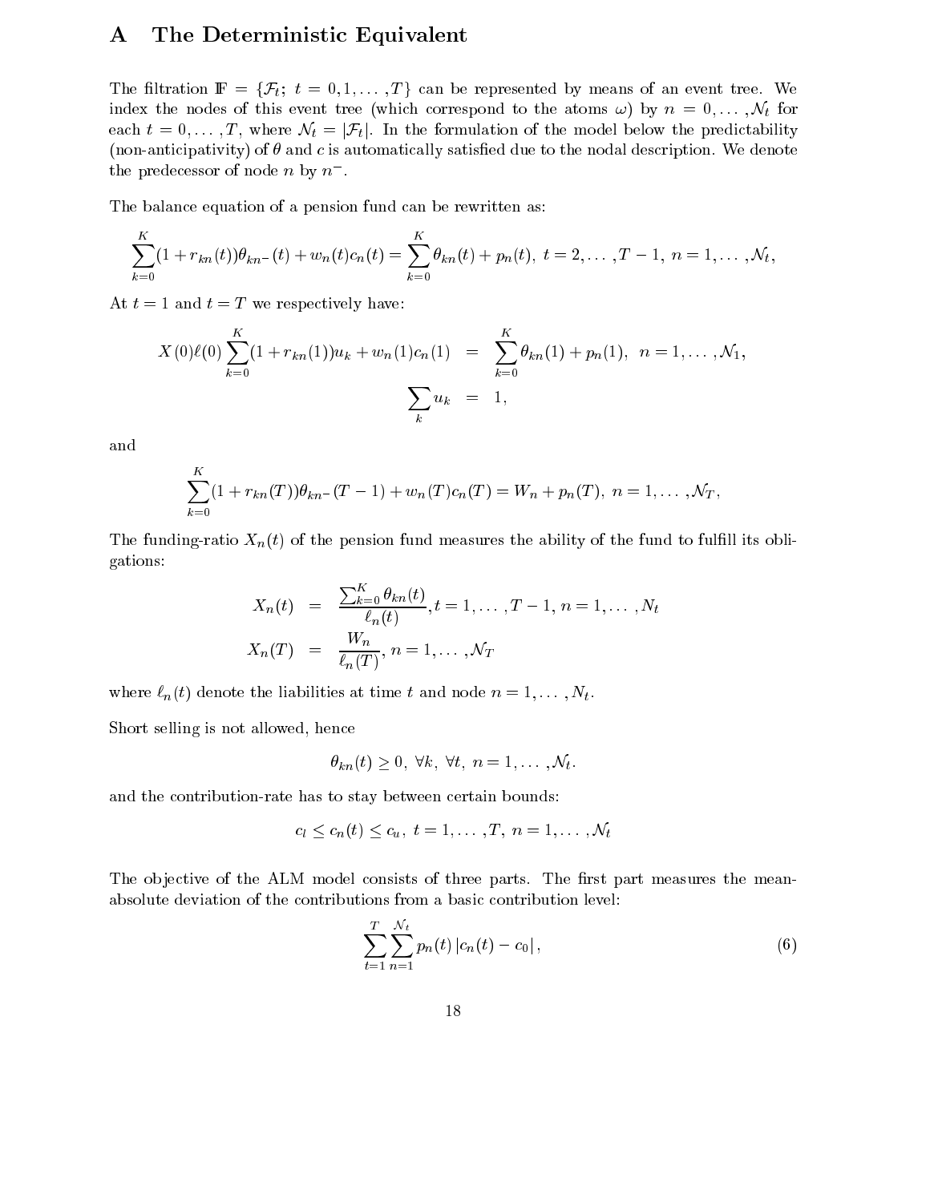# A The Deterministic Equivalent

The filtration $\mathbb{F} = \{\mathcal{F}_t;\ t = 0, 1, \ldots, T\}$ can be represented by means of an event tree. We index the nodes of this event tree (which correspond to the atoms $\omega$) by $n = 0, \ldots, \mathcal{N}_t$ for each $t = 0, \ldots, T$, where $\mathcal{N}_t = |\mathcal{F}_t|$. In the formulation of the model below the predictability (non-anticipativity) of $\theta$ and $c$ is automatically satisfied due to the nodal description. We denote the predecessor of node $n$ by $n^-$.

The balance equation of a pension fund can be rewritten as:

$$\sum_{k=0}^{K}(1 + r_{kn}(t))\theta_{kn^-}(t) + w_n(t)c_n(t) = \sum_{k=0}^{K}\theta_{kn}(t) + p_n(t),\ t = 2, \ldots, T-1,\ n = 1, \ldots, \mathcal{N}_t,$$

At $t = 1$ and $t = T$ we respectively have:

$$\begin{aligned}
X(0)\ell(0)\sum_{k=0}^{K}(1 + r_{kn}(1))u_k + w_n(1)c_n(1) &= \sum_{k=0}^{K}\theta_{kn}(1) + p_n(1),\ \ n = 1, \ldots, \mathcal{N}_1, \\
\sum_k u_k &= 1,
\end{aligned}$$

and

$$\sum_{k=0}^{K}(1 + r_{kn}(T))\theta_{kn^-}(T-1) + w_n(T)c_n(T) = W_n + p_n(T),\ n = 1, \ldots, \mathcal{N}_T,$$

The funding-ratio $X_n(t)$ of the pension fund measures the ability of the fund to fulfill its obligations:

$$\begin{aligned}
X_n(t) &= \frac{\sum_{k=0}^{K}\theta_{kn}(t)}{\ell_n(t)}, t = 1, \ldots, T-1,\ n = 1, \ldots, N_t \\
X_n(T) &= \frac{W_n}{\ell_n(T)},\ n = 1, \ldots, \mathcal{N}_T
\end{aligned}$$

where $\ell_n(t)$ denote the liabilities at time $t$ and node $n = 1, \ldots, N_t$.

Short selling is not allowed, hence

$$\theta_{kn}(t) \geq 0,\ \forall k,\ \forall t,\ n = 1, \ldots, \mathcal{N}_t.$$

and the contribution-rate has to stay between certain bounds:

$$c_l \leq c_n(t) \leq c_u,\ t = 1, \ldots, T,\ n = 1, \ldots, \mathcal{N}_t$$

The objective of the ALM model consists of three parts. The first part measures the mean-absolute deviation of the contributions from a basic contribution level:

$$\sum_{t=1}^{T}\sum_{n=1}^{\mathcal{N}_t} p_n(t)\,|c_n(t) - c_0|, \tag{6}$$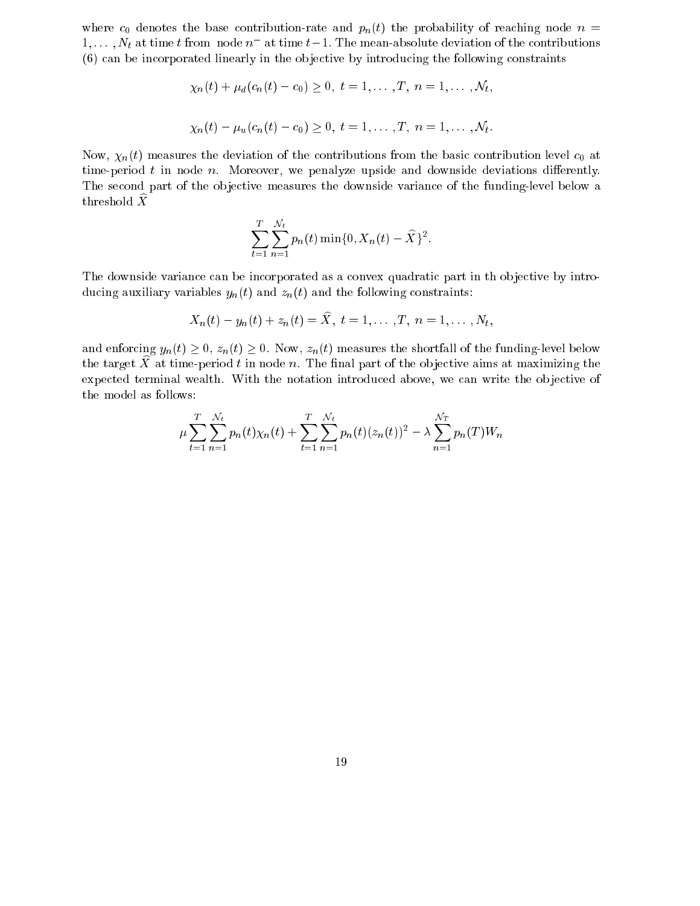where $c_0$ denotes the base contribution-rate and $p_n(t)$ the probability of reaching node $n = 1, \ldots, N_t$ at time $t$ from node $n^-$ at time $t-1$. The mean-absolute deviation of the contributions (6) can be incorporated linearly in the objective by introducing the following constraints

$$\chi_n(t) + \mu_d(c_n(t) - c_0) \geq 0, \; t = 1, \ldots, T, \; n = 1, \ldots, \mathcal{N}_t,$$

$$\chi_n(t) - \mu_u(c_n(t) - c_0) \geq 0, \; t = 1, \ldots, T, \; n = 1, \ldots, \mathcal{N}_t.$$

Now, $\chi_n(t)$ measures the deviation of the contributions from the basic contribution level $c_0$ at time-period $t$ in node $n$. Moreover, we penalyze upside and downside deviations differently. The second part of the objective measures the downside variance of the funding-level below a threshold $\widehat{X}$

$$\sum_{t=1}^{T} \sum_{n=1}^{\mathcal{N}_t} p_n(t) \min\{0, X_n(t) - \widehat{X}\}^2.$$

The downside variance can be incorporated as a convex quadratic part in th objective by introducing auxiliary variables $y_n(t)$ and $z_n(t)$ and the following constraints:

$$X_n(t) - y_n(t) + z_n(t) = \widehat{X}, \; t = 1, \ldots, T, \; n = 1, \ldots, N_t,$$

and enforcing $y_n(t) \geq 0$, $z_n(t) \geq 0$. Now, $z_n(t)$ measures the shortfall of the funding-level below the target $\widehat{X}$ at time-period $t$ in node $n$. The final part of the objective aims at maximizing the expected terminal wealth. With the notation introduced above, we can write the objective of the model as follows:

$$\mu \sum_{t=1}^{T} \sum_{n=1}^{\mathcal{N}_t} p_n(t) \chi_n(t) + \sum_{t=1}^{T} \sum_{n=1}^{\mathcal{N}_t} p_n(t) (z_n(t))^2 - \lambda \sum_{n=1}^{\mathcal{N}_T} p_n(T) W_n$$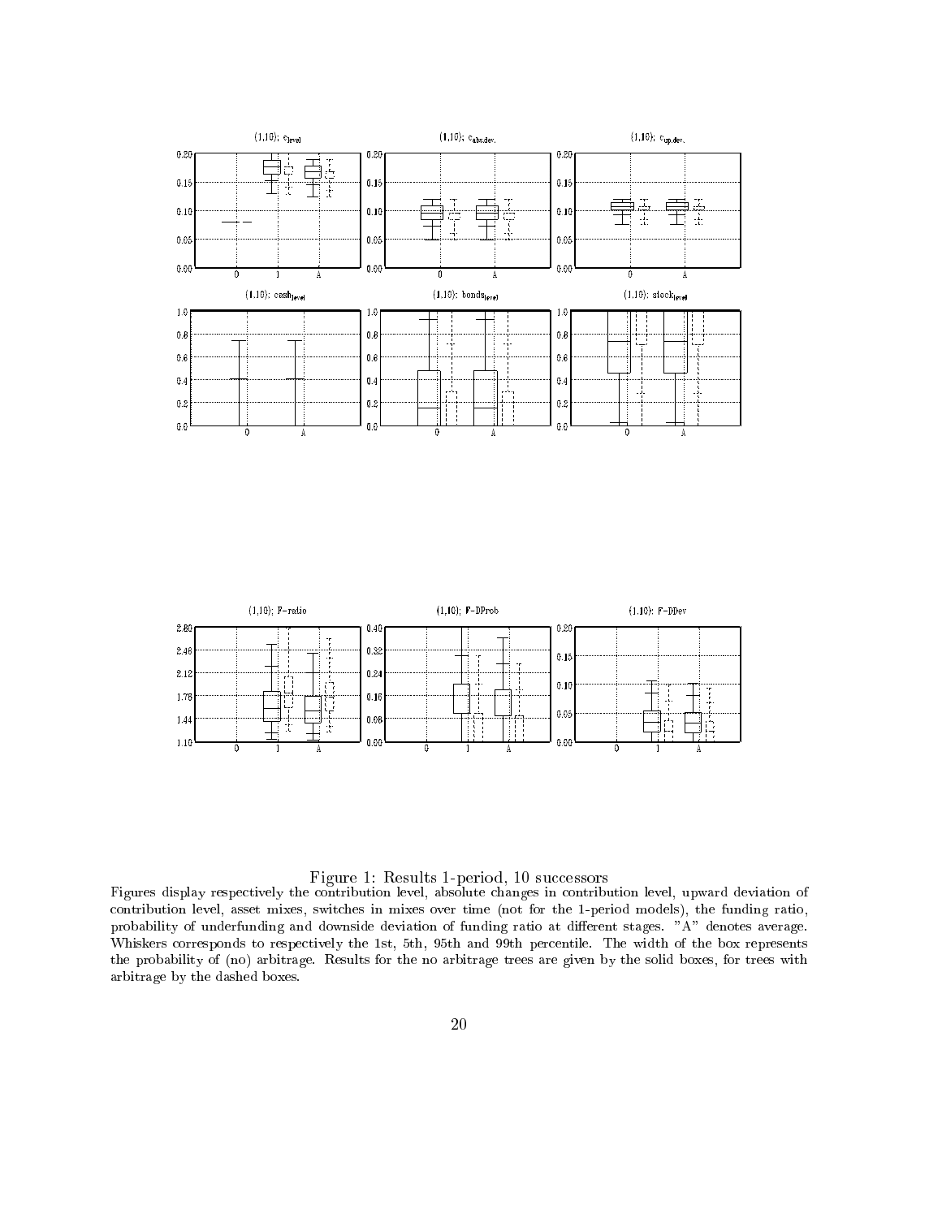Figure 1: Results 1-period, 10 successors

Figures display respectively the contribution level, absolute changes in contribution level, upward deviation of contribution level, asset mixes, switches in mixes over time (not for the 1-period models), the funding ratio, probability of underfunding and downside deviation of funding ratio at different stages. "A" denotes average. Whiskers corresponds to respectively the 1st, 5th, 95th and 99th percentile. The width of the box represents the probability of (no) arbitrage. Results for the no arbitrage trees are given by the solid boxes, for trees with arbitrage by the dashed boxes.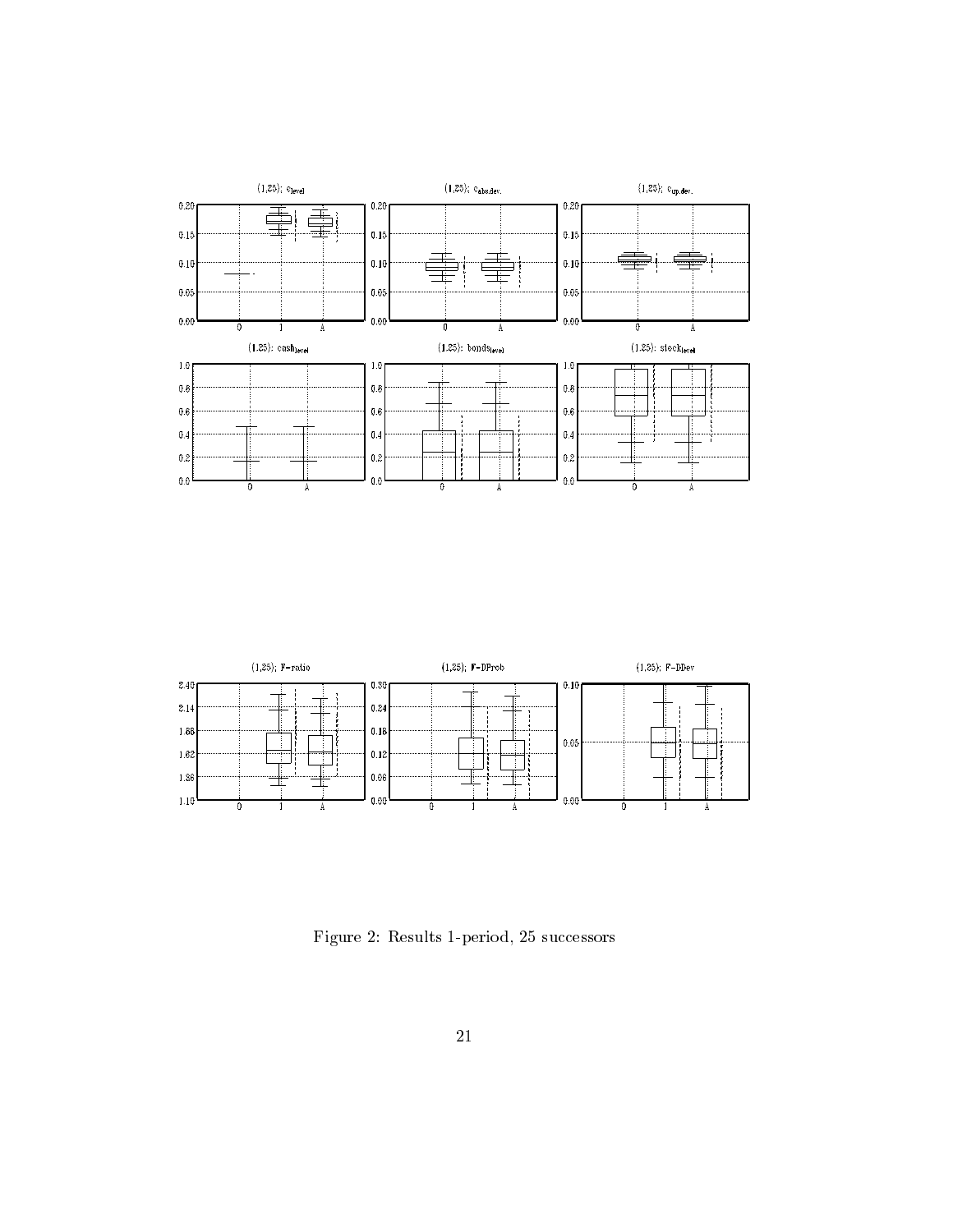Figure 2: Results 1-period, 25 successors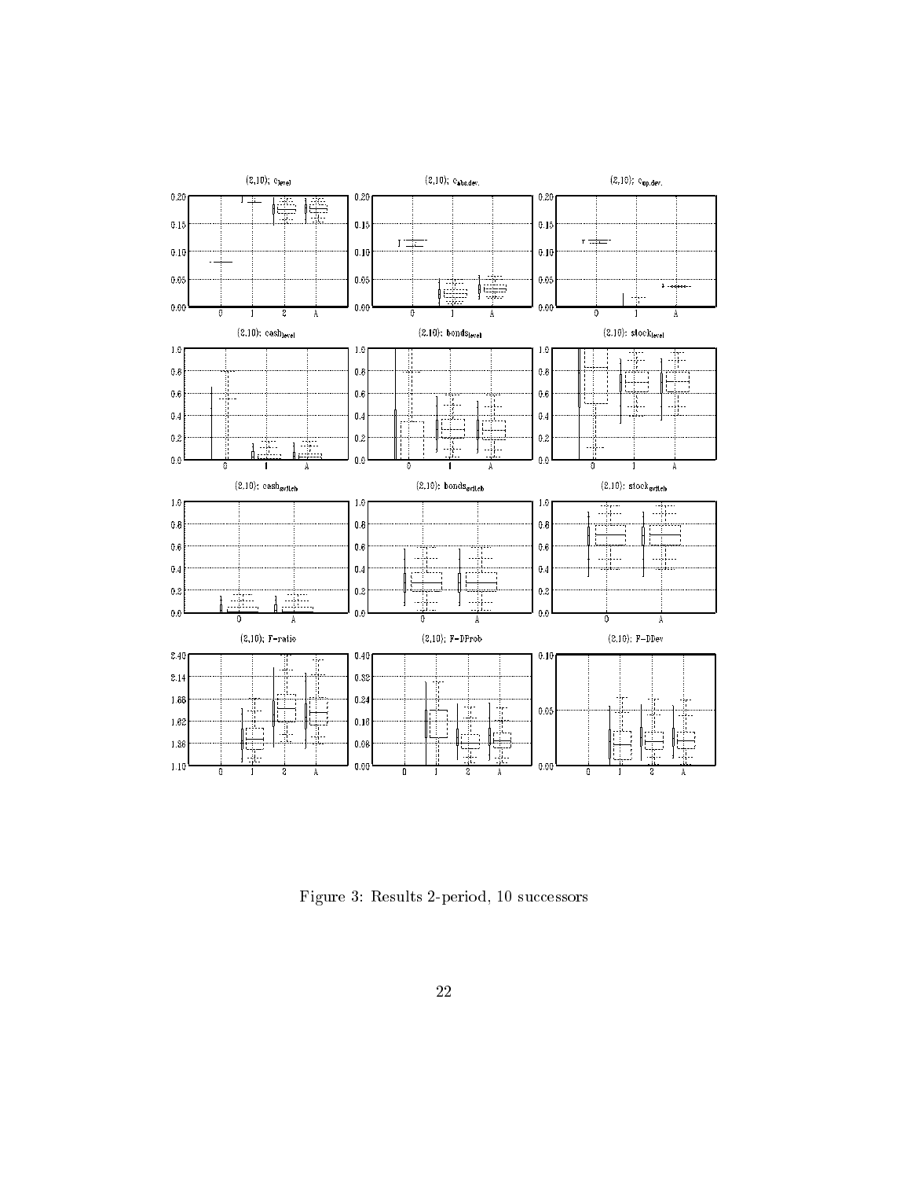Figure 3: Results 2-period, 10 successors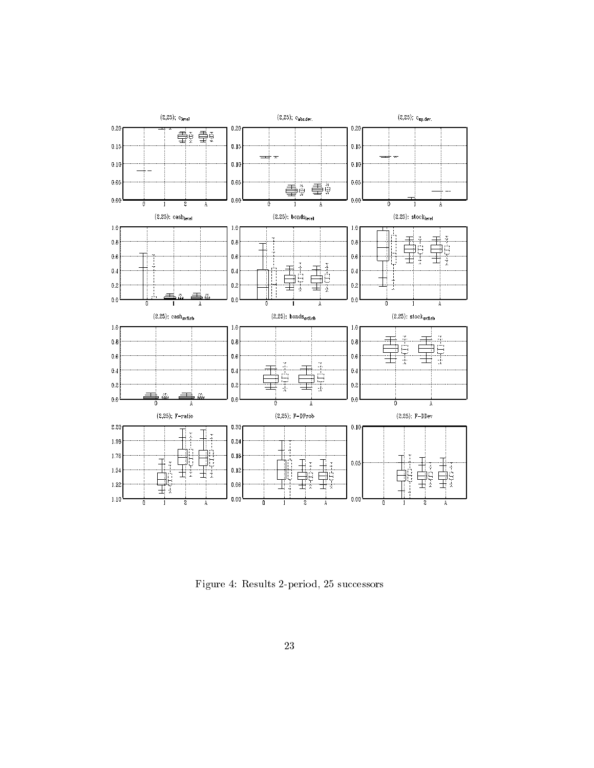Figure 4: Results 2-period, 25 successors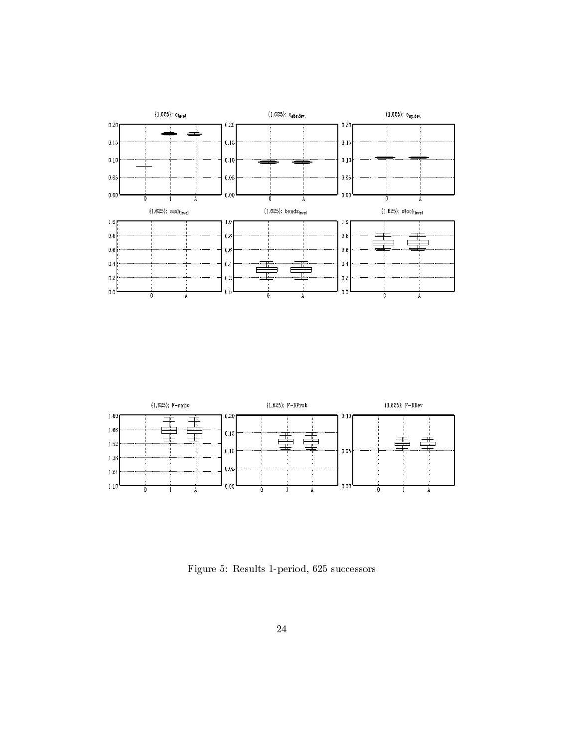(1,625); $c_{level}$

0.20
0.15
0.10
0.05
0.00

0 1 A

(1,625); $c_{abs.dev.}$

0.20
0.15
0.10
0.05
0.00

0 A

(1,625); $c_{up.dev.}$

0.20
0.15
0.10
0.05
0.00

0 A

(1,625); $cash_{level}$

1.0
0.8
0.6
0.4
0.2
0.0

0 A

(1,625); $bonds_{level}$

1.0
0.8
0.6
0.4
0.2
0.0

0 A

(1,625); $stock_{level}$

1.0
0.8
0.6
0.4
0.2
0.0

0 A

(1,625); F-ratio

1.80
1.66
1.52
1.38
1.24
1.10

0 1 A

(1,625); F-DProb

0.20
0.15
0.10
0.05
0.00

0 1 A

(1,625); F-DDev

0.10
0.05
0.00

0 1 A

Figure 5: Results 1-period, 625 successors